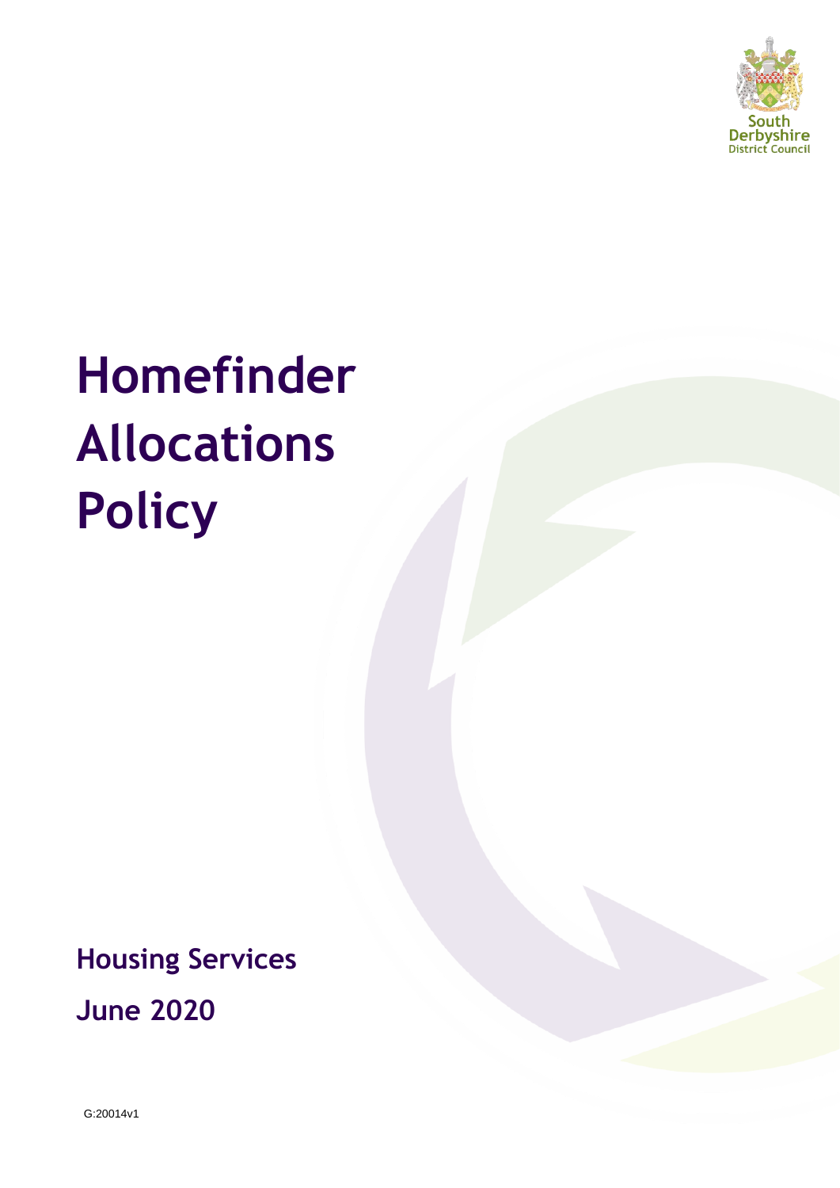South Derbyshire District Council

# Homefinder Allocations Policy

**Housing Services**

**June 2020**

G:20014v1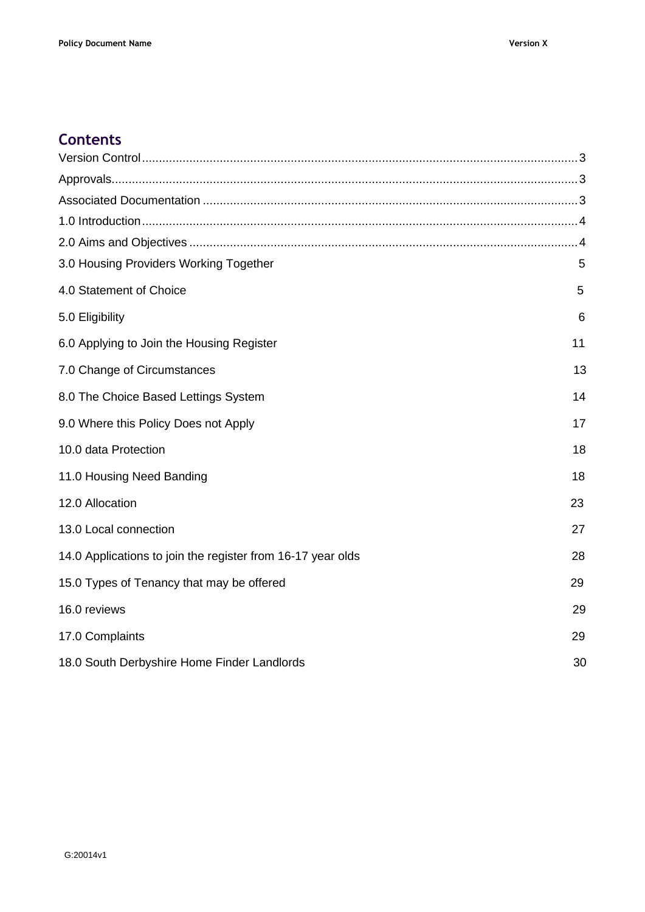## Contents

Version Control ........ 3

Approvals ........ 3

Associated Documentation ........ 3

1.0 Introduction ........ 4

2.0 Aims and Objectives ........ 4

3.0 Housing Providers Working Together 5

4.0 Statement of Choice 5

5.0 Eligibility 6

6.0 Applying to Join the Housing Register 11

7.0 Change of Circumstances 13

8.0 The Choice Based Lettings System 14

9.0 Where this Policy Does not Apply 17

10.0 data Protection 18

11.0 Housing Need Banding 18

12.0 Allocation 23

13.0 Local connection 27

14.0 Applications to join the register from 16-17 year olds 28

15.0 Types of Tenancy that may be offered 29

16.0 reviews 29

17.0 Complaints 29

18.0 South Derbyshire Home Finder Landlords 30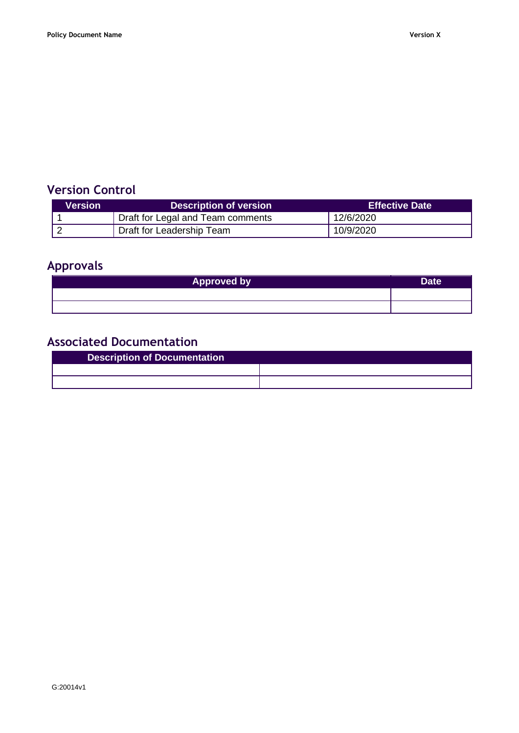## Version Control

| Version | Description of version | Effective Date |
|---|---|---|
| 1 | Draft for Legal and Team comments | 12/6/2020 |
| 2 | Draft for Leadership Team | 10/9/2020 |

## Approvals

| Approved by | Date |
|---|---|
| | |
| | |

## Associated Documentation

| Description of Documentation | |
|---|---|
| | |
| | |

G:20014v1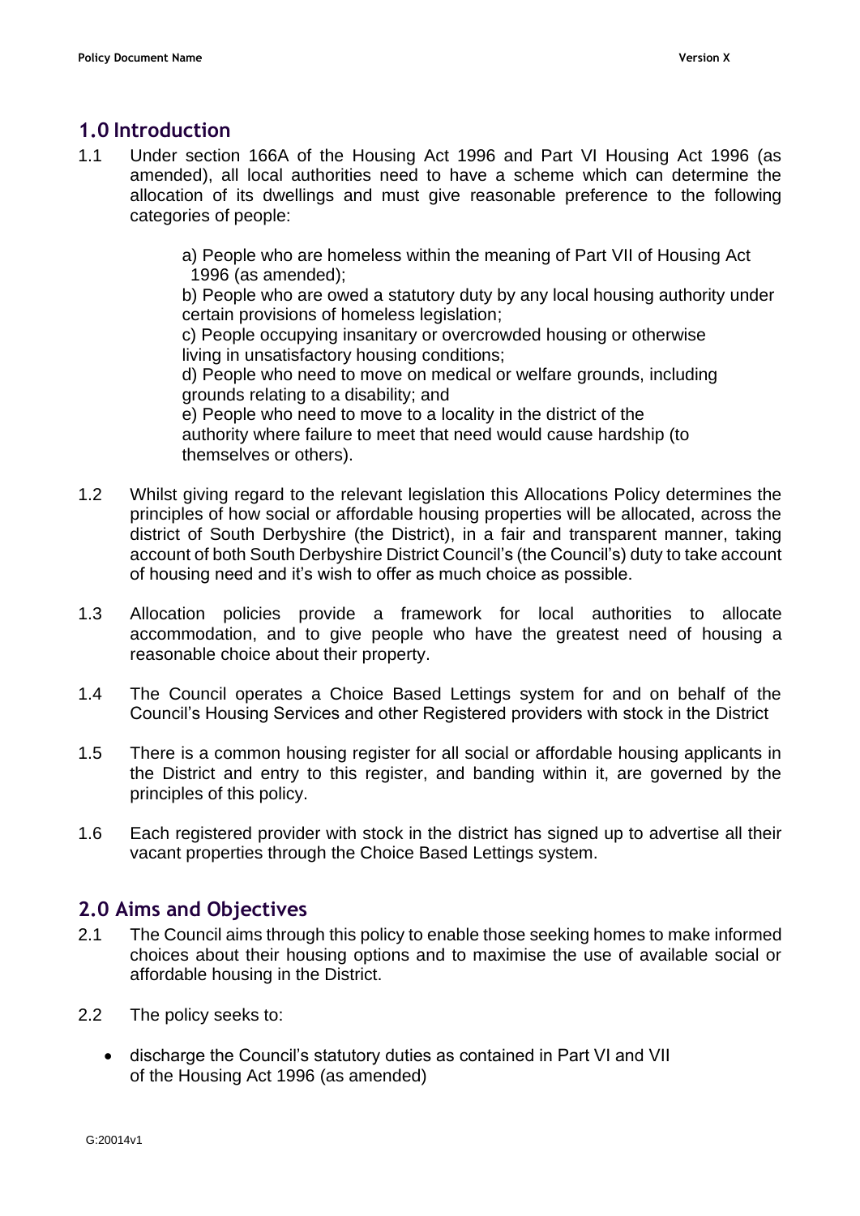## 1.0 Introduction

1.1 Under section 166A of the Housing Act 1996 and Part VI Housing Act 1996 (as amended), all local authorities need to have a scheme which can determine the allocation of its dwellings and must give reasonable preference to the following categories of people:

a) People who are homeless within the meaning of Part VII of Housing Act 1996 (as amended);
b) People who are owed a statutory duty by any local housing authority under certain provisions of homeless legislation;
c) People occupying insanitary or overcrowded housing or otherwise living in unsatisfactory housing conditions;
d) People who need to move on medical or welfare grounds, including grounds relating to a disability; and
e) People who need to move to a locality in the district of the authority where failure to meet that need would cause hardship (to themselves or others).

1.2 Whilst giving regard to the relevant legislation this Allocations Policy determines the principles of how social or affordable housing properties will be allocated, across the district of South Derbyshire (the District), in a fair and transparent manner, taking account of both South Derbyshire District Council's (the Council's) duty to take account of housing need and it's wish to offer as much choice as possible.

1.3 Allocation policies provide a framework for local authorities to allocate accommodation, and to give people who have the greatest need of housing a reasonable choice about their property.

1.4 The Council operates a Choice Based Lettings system for and on behalf of the Council's Housing Services and other Registered providers with stock in the District

1.5 There is a common housing register for all social or affordable housing applicants in the District and entry to this register, and banding within it, are governed by the principles of this policy.

1.6 Each registered provider with stock in the district has signed up to advertise all their vacant properties through the Choice Based Lettings system.

## 2.0 Aims and Objectives

2.1 The Council aims through this policy to enable those seeking homes to make informed choices about their housing options and to maximise the use of available social or affordable housing in the District.

2.2 The policy seeks to:

- discharge the Council's statutory duties as contained in Part VI and VII of the Housing Act 1996 (as amended)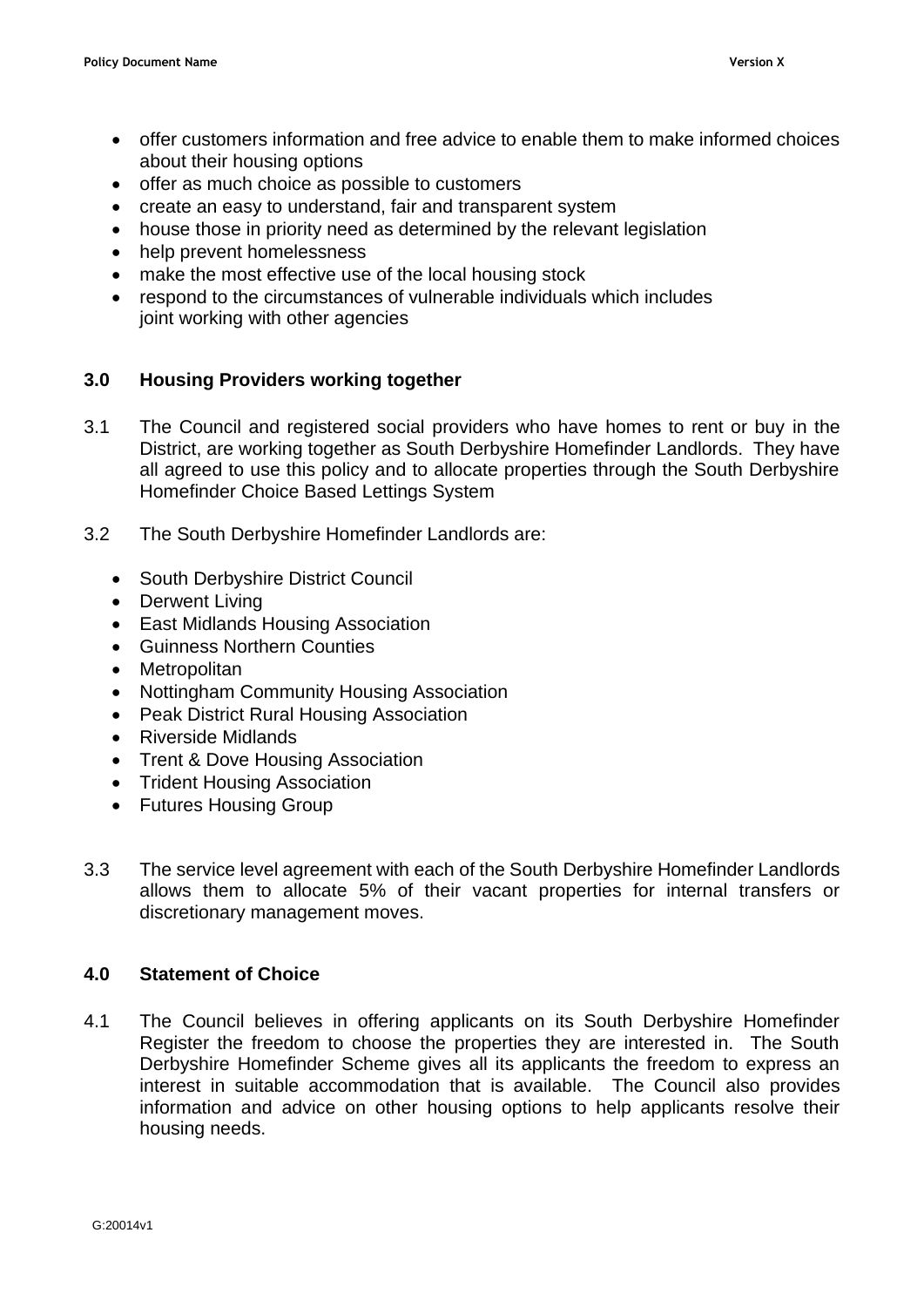- offer customers information and free advice to enable them to make informed choices about their housing options
- offer as much choice as possible to customers
- create an easy to understand, fair and transparent system
- house those in priority need as determined by the relevant legislation
- help prevent homelessness
- make the most effective use of the local housing stock
- respond to the circumstances of vulnerable individuals which includes joint working with other agencies

## 3.0 Housing Providers working together

3.1 The Council and registered social providers who have homes to rent or buy in the District, are working together as South Derbyshire Homefinder Landlords. They have all agreed to use this policy and to allocate properties through the South Derbyshire Homefinder Choice Based Lettings System

3.2 The South Derbyshire Homefinder Landlords are:

- South Derbyshire District Council
- Derwent Living
- East Midlands Housing Association
- Guinness Northern Counties
- Metropolitan
- Nottingham Community Housing Association
- Peak District Rural Housing Association
- Riverside Midlands
- Trent & Dove Housing Association
- Trident Housing Association
- Futures Housing Group

3.3 The service level agreement with each of the South Derbyshire Homefinder Landlords allows them to allocate 5% of their vacant properties for internal transfers or discretionary management moves.

## 4.0 Statement of Choice

4.1 The Council believes in offering applicants on its South Derbyshire Homefinder Register the freedom to choose the properties they are interested in. The South Derbyshire Homefinder Scheme gives all its applicants the freedom to express an interest in suitable accommodation that is available. The Council also provides information and advice on other housing options to help applicants resolve their housing needs.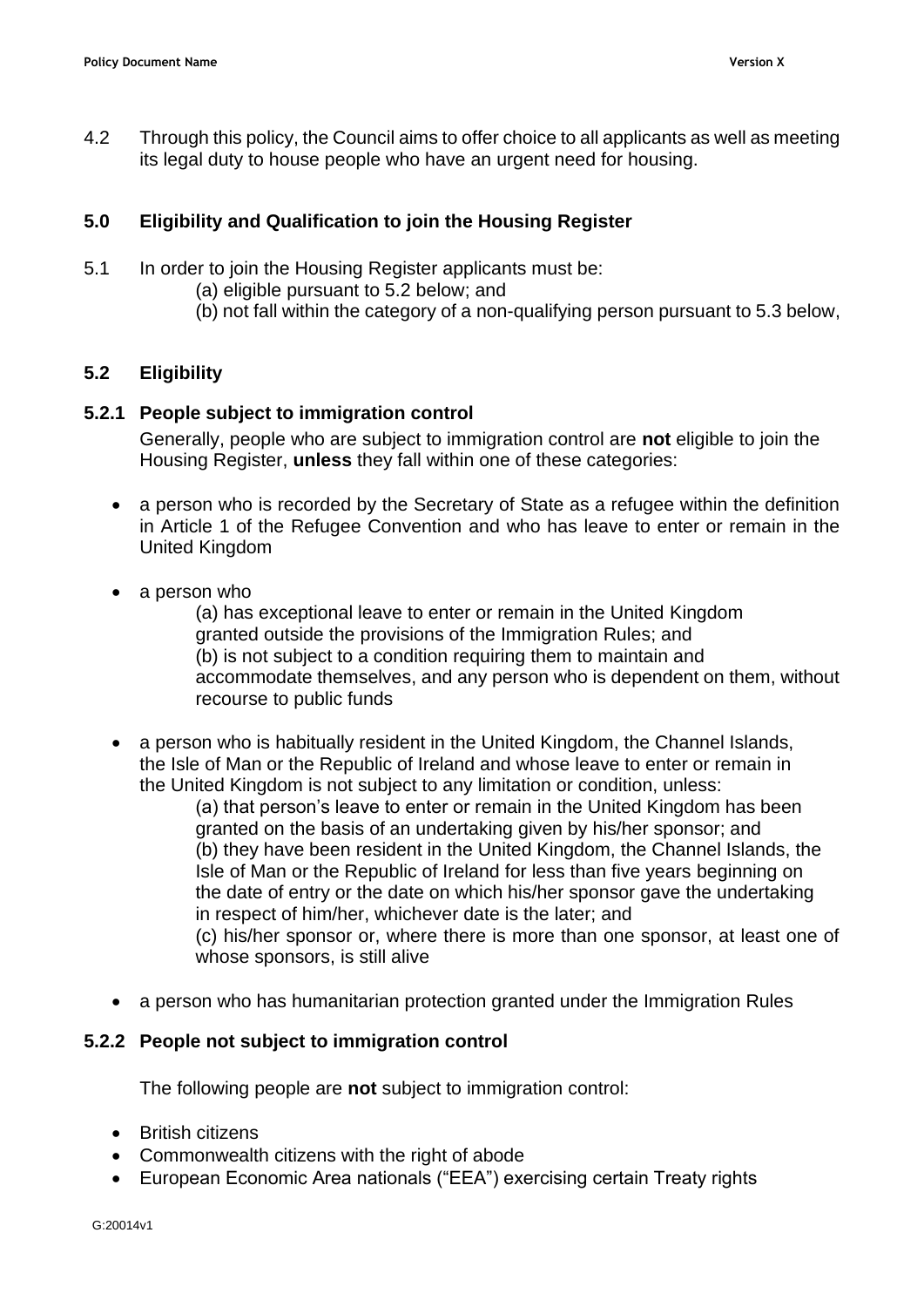4.2 Through this policy, the Council aims to offer choice to all applicants as well as meeting its legal duty to house people who have an urgent need for housing.

## 5.0 Eligibility and Qualification to join the Housing Register

5.1 In order to join the Housing Register applicants must be:
(a) eligible pursuant to 5.2 below; and
(b) not fall within the category of a non-qualifying person pursuant to 5.3 below,

### 5.2 Eligibility

#### 5.2.1 People subject to immigration control

Generally, people who are subject to immigration control are **not** eligible to join the Housing Register, **unless** they fall within one of these categories:

- a person who is recorded by the Secretary of State as a refugee within the definition in Article 1 of the Refugee Convention and who has leave to enter or remain in the United Kingdom
- a person who
  (a) has exceptional leave to enter or remain in the United Kingdom granted outside the provisions of the Immigration Rules; and
  (b) is not subject to a condition requiring them to maintain and accommodate themselves, and any person who is dependent on them, without recourse to public funds
- a person who is habitually resident in the United Kingdom, the Channel Islands, the Isle of Man or the Republic of Ireland and whose leave to enter or remain in the United Kingdom is not subject to any limitation or condition, unless:
  (a) that person's leave to enter or remain in the United Kingdom has been granted on the basis of an undertaking given by his/her sponsor; and
  (b) they have been resident in the United Kingdom, the Channel Islands, the Isle of Man or the Republic of Ireland for less than five years beginning on the date of entry or the date on which his/her sponsor gave the undertaking in respect of him/her, whichever date is the later; and
  (c) his/her sponsor or, where there is more than one sponsor, at least one of whose sponsors, is still alive
- a person who has humanitarian protection granted under the Immigration Rules

#### 5.2.2 People not subject to immigration control

The following people are **not** subject to immigration control:

- British citizens
- Commonwealth citizens with the right of abode
- European Economic Area nationals ("EEA") exercising certain Treaty rights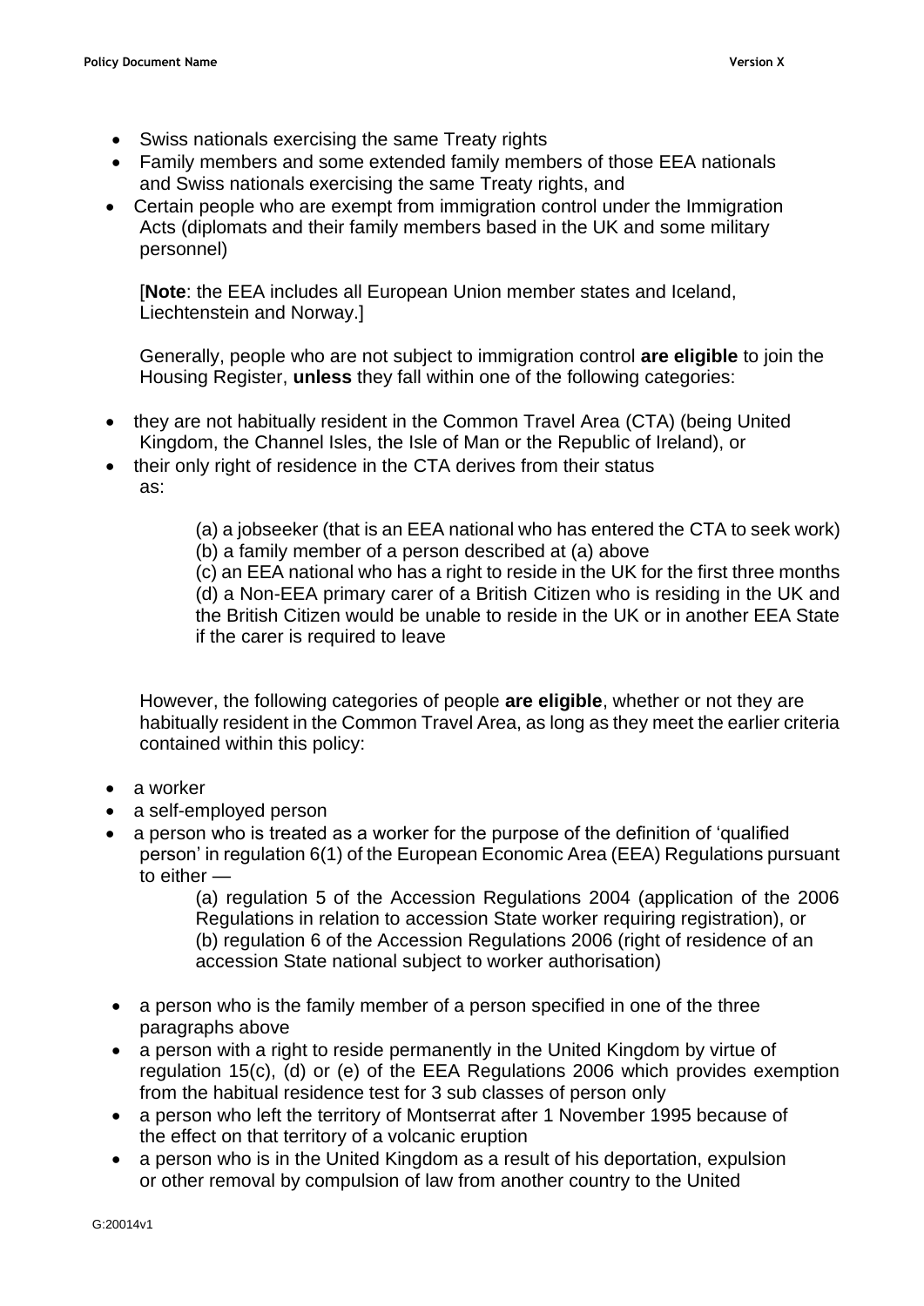- Swiss nationals exercising the same Treaty rights
- Family members and some extended family members of those EEA nationals and Swiss nationals exercising the same Treaty rights, and
- Certain people who are exempt from immigration control under the Immigration Acts (diplomats and their family members based in the UK and some military personnel)

[**Note**: the EEA includes all European Union member states and Iceland, Liechtenstein and Norway.]

Generally, people who are not subject to immigration control **are eligible** to join the Housing Register, **unless** they fall within one of the following categories:

- they are not habitually resident in the Common Travel Area (CTA) (being United Kingdom, the Channel Isles, the Isle of Man or the Republic of Ireland), or
- their only right of residence in the CTA derives from their status as:

  (a) a jobseeker (that is an EEA national who has entered the CTA to seek work)
  (b) a family member of a person described at (a) above
  (c) an EEA national who has a right to reside in the UK for the first three months
  (d) a Non-EEA primary carer of a British Citizen who is residing in the UK and the British Citizen would be unable to reside in the UK or in another EEA State if the carer is required to leave

However, the following categories of people **are eligible**, whether or not they are habitually resident in the Common Travel Area, as long as they meet the earlier criteria contained within this policy:

- a worker
- a self-employed person
- a person who is treated as a worker for the purpose of the definition of 'qualified person' in regulation 6(1) of the European Economic Area (EEA) Regulations pursuant to either —

  (a) regulation 5 of the Accession Regulations 2004 (application of the 2006 Regulations in relation to accession State worker requiring registration), or
  (b) regulation 6 of the Accession Regulations 2006 (right of residence of an accession State national subject to worker authorisation)

- a person who is the family member of a person specified in one of the three paragraphs above
- a person with a right to reside permanently in the United Kingdom by virtue of regulation 15(c), (d) or (e) of the EEA Regulations 2006 which provides exemption from the habitual residence test for 3 sub classes of person only
- a person who left the territory of Montserrat after 1 November 1995 because of the effect on that territory of a volcanic eruption
- a person who is in the United Kingdom as a result of his deportation, expulsion or other removal by compulsion of law from another country to the United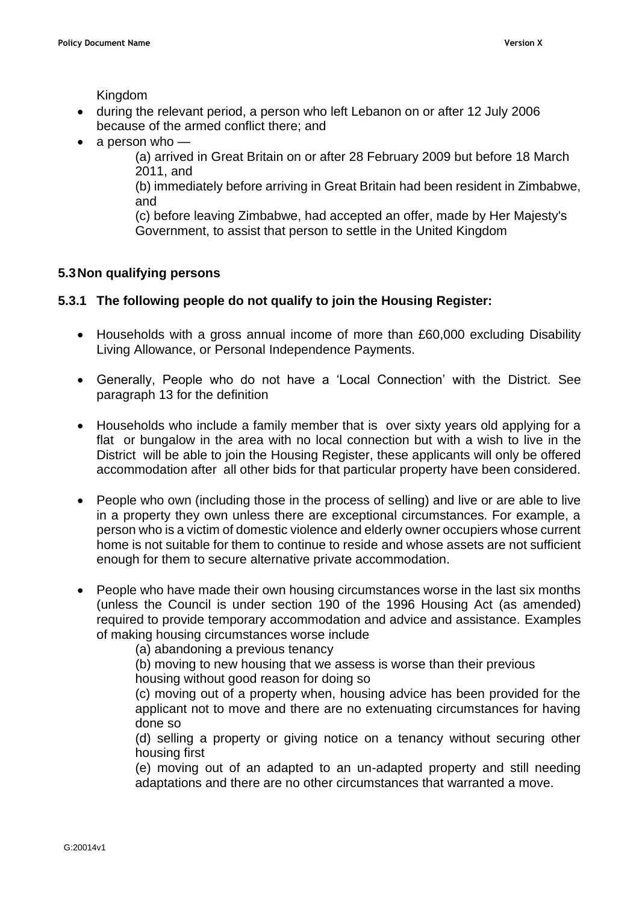Kingdom

- during the relevant period, a person who left Lebanon on or after 12 July 2006 because of the armed conflict there; and
- a person who —

  (a) arrived in Great Britain on or after 28 February 2009 but before 18 March 2011, and

  (b) immediately before arriving in Great Britain had been resident in Zimbabwe, and

  (c) before leaving Zimbabwe, had accepted an offer, made by Her Majesty's Government, to assist that person to settle in the United Kingdom

### 5.3 Non qualifying persons

#### 5.3.1 The following people do not qualify to join the Housing Register:

- Households with a gross annual income of more than £60,000 excluding Disability Living Allowance, or Personal Independence Payments.

- Generally, People who do not have a 'Local Connection' with the District. See paragraph 13 for the definition

- Households who include a family member that is over sixty years old applying for a flat or bungalow in the area with no local connection but with a wish to live in the District will be able to join the Housing Register, these applicants will only be offered accommodation after all other bids for that particular property have been considered.

- People who own (including those in the process of selling) and live or are able to live in a property they own unless there are exceptional circumstances. For example, a person who is a victim of domestic violence and elderly owner occupiers whose current home is not suitable for them to continue to reside and whose assets are not sufficient enough for them to secure alternative private accommodation.

- People who have made their own housing circumstances worse in the last six months (unless the Council is under section 190 of the 1996 Housing Act (as amended) required to provide temporary accommodation and advice and assistance. Examples of making housing circumstances worse include

  (a) abandoning a previous tenancy

  (b) moving to new housing that we assess is worse than their previous housing without good reason for doing so

  (c) moving out of a property when, housing advice has been provided for the applicant not to move and there are no extenuating circumstances for having done so

  (d) selling a property or giving notice on a tenancy without securing other housing first

  (e) moving out of an adapted to an un-adapted property and still needing adaptations and there are no other circumstances that warranted a move.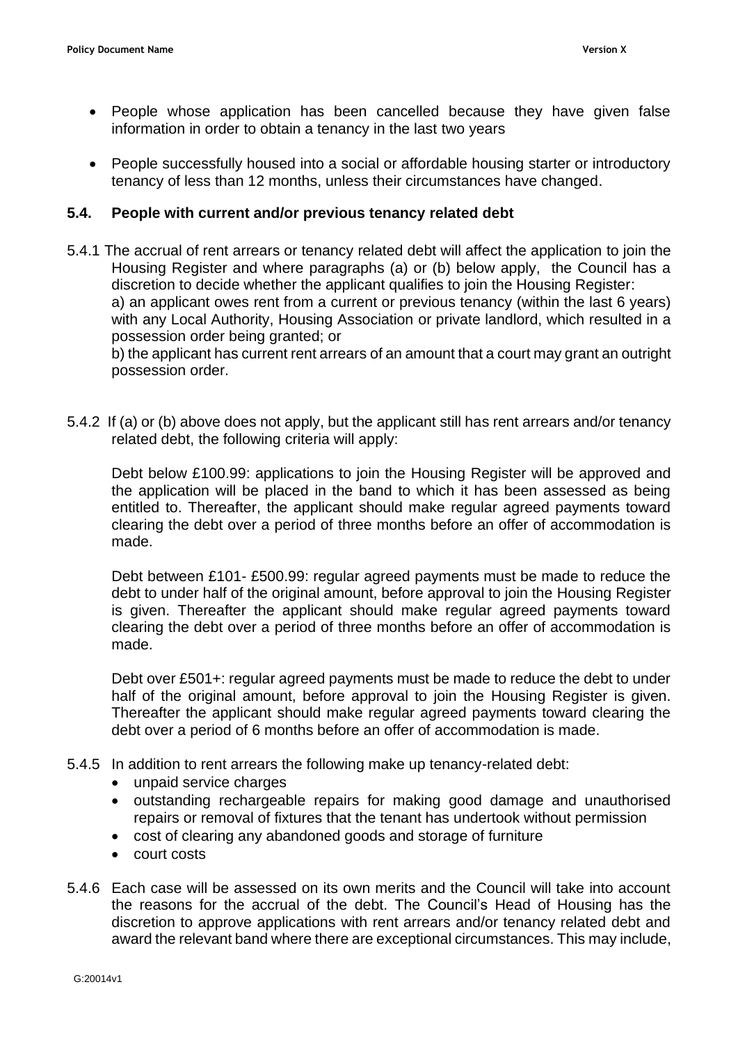- People whose application has been cancelled because they have given false information in order to obtain a tenancy in the last two years
- People successfully housed into a social or affordable housing starter or introductory tenancy of less than 12 months, unless their circumstances have changed.

### 5.4. People with current and/or previous tenancy related debt

5.4.1 The accrual of rent arrears or tenancy related debt will affect the application to join the Housing Register and where paragraphs (a) or (b) below apply, the Council has a discretion to decide whether the applicant qualifies to join the Housing Register:
a) an applicant owes rent from a current or previous tenancy (within the last 6 years) with any Local Authority, Housing Association or private landlord, which resulted in a possession order being granted; or
b) the applicant has current rent arrears of an amount that a court may grant an outright possession order.

5.4.2 If (a) or (b) above does not apply, but the applicant still has rent arrears and/or tenancy related debt, the following criteria will apply:

Debt below £100.99: applications to join the Housing Register will be approved and the application will be placed in the band to which it has been assessed as being entitled to. Thereafter, the applicant should make regular agreed payments toward clearing the debt over a period of three months before an offer of accommodation is made.

Debt between £101- £500.99: regular agreed payments must be made to reduce the debt to under half of the original amount, before approval to join the Housing Register is given. Thereafter the applicant should make regular agreed payments toward clearing the debt over a period of three months before an offer of accommodation is made.

Debt over £501+: regular agreed payments must be made to reduce the debt to under half of the original amount, before approval to join the Housing Register is given. Thereafter the applicant should make regular agreed payments toward clearing the debt over a period of 6 months before an offer of accommodation is made.

5.4.5 In addition to rent arrears the following make up tenancy-related debt:
- unpaid service charges
- outstanding rechargeable repairs for making good damage and unauthorised repairs or removal of fixtures that the tenant has undertook without permission
- cost of clearing any abandoned goods and storage of furniture
- court costs

5.4.6 Each case will be assessed on its own merits and the Council will take into account the reasons for the accrual of the debt. The Council's Head of Housing has the discretion to approve applications with rent arrears and/or tenancy related debt and award the relevant band where there are exceptional circumstances. This may include,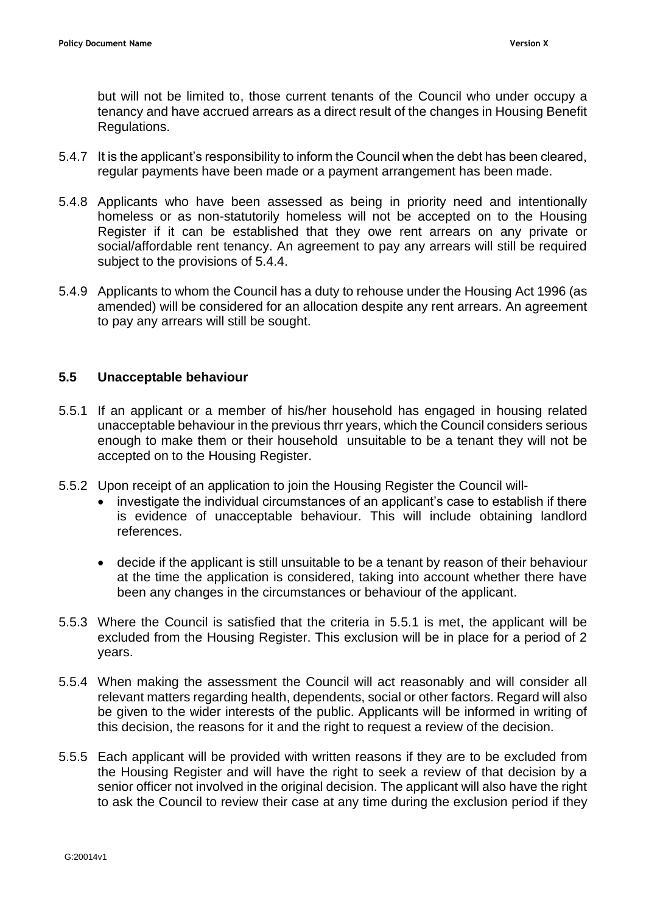but will not be limited to, those current tenants of the Council who under occupy a tenancy and have accrued arrears as a direct result of the changes in Housing Benefit Regulations.

5.4.7 It is the applicant's responsibility to inform the Council when the debt has been cleared, regular payments have been made or a payment arrangement has been made.

5.4.8 Applicants who have been assessed as being in priority need and intentionally homeless or as non-statutorily homeless will not be accepted on to the Housing Register if it can be established that they owe rent arrears on any private or social/affordable rent tenancy. An agreement to pay any arrears will still be required subject to the provisions of 5.4.4.

5.4.9 Applicants to whom the Council has a duty to rehouse under the Housing Act 1996 (as amended) will be considered for an allocation despite any rent arrears. An agreement to pay any arrears will still be sought.

### 5.5 Unacceptable behaviour

5.5.1 If an applicant or a member of his/her household has engaged in housing related unacceptable behaviour in the previous thrr years, which the Council considers serious enough to make them or their household unsuitable to be a tenant they will not be accepted on to the Housing Register.

5.5.2 Upon receipt of an application to join the Housing Register the Council will-

- investigate the individual circumstances of an applicant's case to establish if there is evidence of unacceptable behaviour. This will include obtaining landlord references.
- decide if the applicant is still unsuitable to be a tenant by reason of their behaviour at the time the application is considered, taking into account whether there have been any changes in the circumstances or behaviour of the applicant.

5.5.3 Where the Council is satisfied that the criteria in 5.5.1 is met, the applicant will be excluded from the Housing Register. This exclusion will be in place for a period of 2 years.

5.5.4 When making the assessment the Council will act reasonably and will consider all relevant matters regarding health, dependents, social or other factors. Regard will also be given to the wider interests of the public. Applicants will be informed in writing of this decision, the reasons for it and the right to request a review of the decision.

5.5.5 Each applicant will be provided with written reasons if they are to be excluded from the Housing Register and will have the right to seek a review of that decision by a senior officer not involved in the original decision. The applicant will also have the right to ask the Council to review their case at any time during the exclusion period if they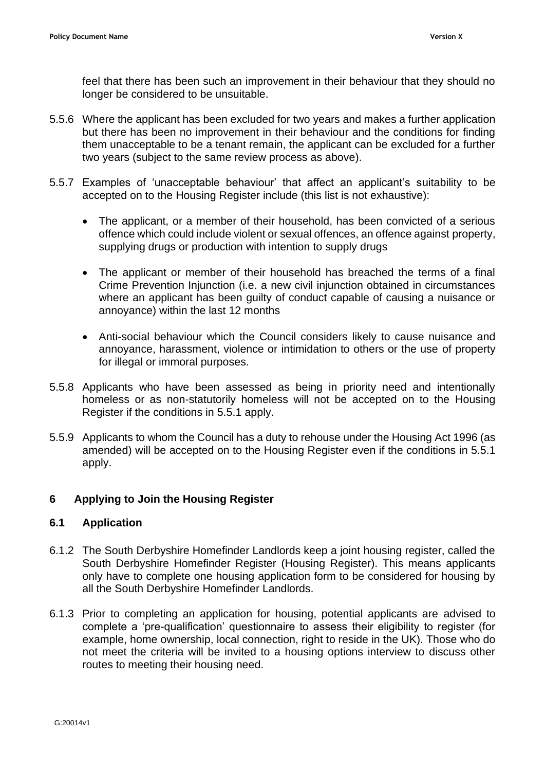feel that there has been such an improvement in their behaviour that they should no longer be considered to be unsuitable.

5.5.6 Where the applicant has been excluded for two years and makes a further application but there has been no improvement in their behaviour and the conditions for finding them unacceptable to be a tenant remain, the applicant can be excluded for a further two years (subject to the same review process as above).

5.5.7 Examples of 'unacceptable behaviour' that affect an applicant's suitability to be accepted on to the Housing Register include (this list is not exhaustive):

- The applicant, or a member of their household, has been convicted of a serious offence which could include violent or sexual offences, an offence against property, supplying drugs or production with intention to supply drugs
- The applicant or member of their household has breached the terms of a final Crime Prevention Injunction (i.e. a new civil injunction obtained in circumstances where an applicant has been guilty of conduct capable of causing a nuisance or annoyance) within the last 12 months
- Anti-social behaviour which the Council considers likely to cause nuisance and annoyance, harassment, violence or intimidation to others or the use of property for illegal or immoral purposes.

5.5.8 Applicants who have been assessed as being in priority need and intentionally homeless or as non-statutorily homeless will not be accepted on to the Housing Register if the conditions in 5.5.1 apply.

5.5.9 Applicants to whom the Council has a duty to rehouse under the Housing Act 1996 (as amended) will be accepted on to the Housing Register even if the conditions in 5.5.1 apply.

## 6 Applying to Join the Housing Register

### 6.1 Application

6.1.2 The South Derbyshire Homefinder Landlords keep a joint housing register, called the South Derbyshire Homefinder Register (Housing Register). This means applicants only have to complete one housing application form to be considered for housing by all the South Derbyshire Homefinder Landlords.

6.1.3 Prior to completing an application for housing, potential applicants are advised to complete a 'pre-qualification' questionnaire to assess their eligibility to register (for example, home ownership, local connection, right to reside in the UK). Those who do not meet the criteria will be invited to a housing options interview to discuss other routes to meeting their housing need.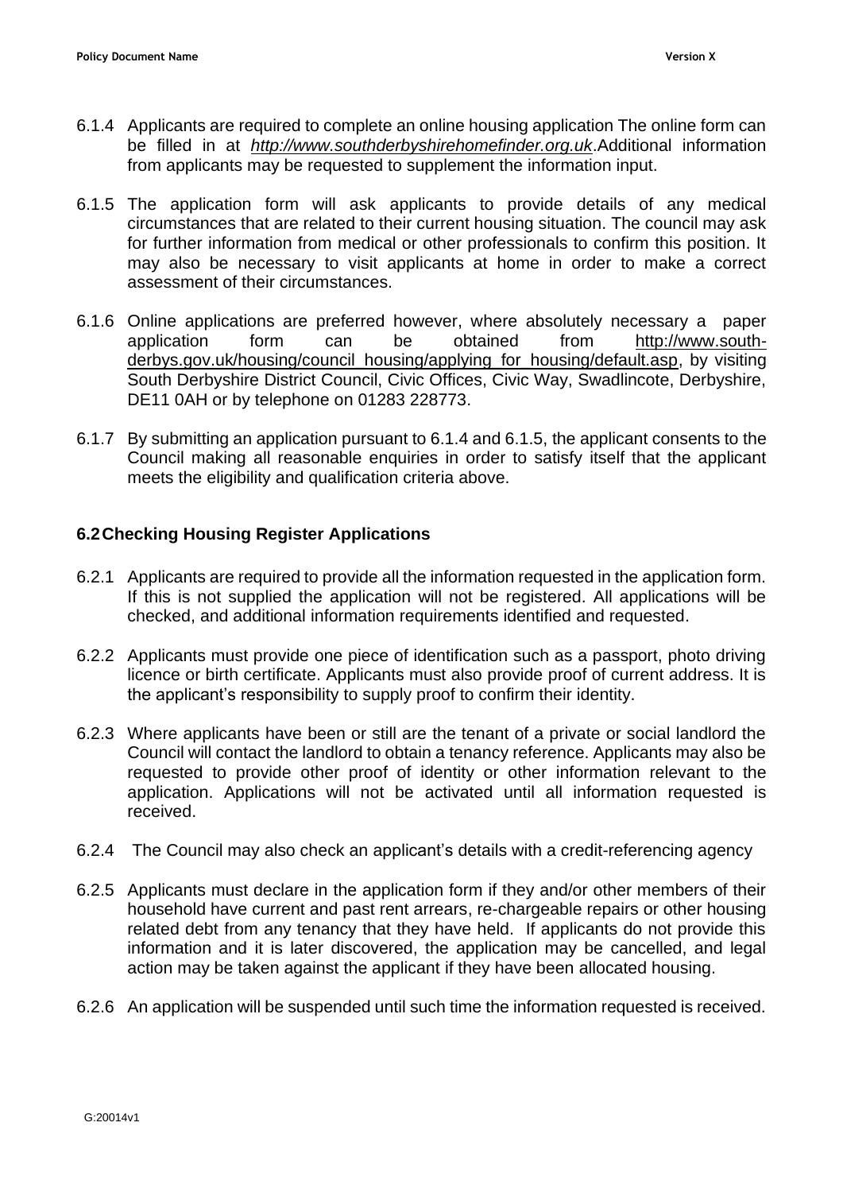6.1.4 Applicants are required to complete an online housing application The online form can be filled in at *http://www.southderbyshirehomefinder.org.uk*.Additional information from applicants may be requested to supplement the information input.

6.1.5 The application form will ask applicants to provide details of any medical circumstances that are related to their current housing situation. The council may ask for further information from medical or other professionals to confirm this position. It may also be necessary to visit applicants at home in order to make a correct assessment of their circumstances.

6.1.6 Online applications are preferred however, where absolutely necessary a paper application form can be obtained from http://www.south-derbys.gov.uk/housing/council_housing/applying_for_housing/default.asp, by visiting South Derbyshire District Council, Civic Offices, Civic Way, Swadlincote, Derbyshire, DE11 0AH or by telephone on 01283 228773.

6.1.7 By submitting an application pursuant to 6.1.4 and 6.1.5, the applicant consents to the Council making all reasonable enquiries in order to satisfy itself that the applicant meets the eligibility and qualification criteria above.

## 6.2 Checking Housing Register Applications

6.2.1 Applicants are required to provide all the information requested in the application form. If this is not supplied the application will not be registered. All applications will be checked, and additional information requirements identified and requested.

6.2.2 Applicants must provide one piece of identification such as a passport, photo driving licence or birth certificate. Applicants must also provide proof of current address. It is the applicant's responsibility to supply proof to confirm their identity.

6.2.3 Where applicants have been or still are the tenant of a private or social landlord the Council will contact the landlord to obtain a tenancy reference. Applicants may also be requested to provide other proof of identity or other information relevant to the application. Applications will not be activated until all information requested is received.

6.2.4 The Council may also check an applicant's details with a credit-referencing agency

6.2.5 Applicants must declare in the application form if they and/or other members of their household have current and past rent arrears, re-chargeable repairs or other housing related debt from any tenancy that they have held. If applicants do not provide this information and it is later discovered, the application may be cancelled, and legal action may be taken against the applicant if they have been allocated housing.

6.2.6 An application will be suspended until such time the information requested is received.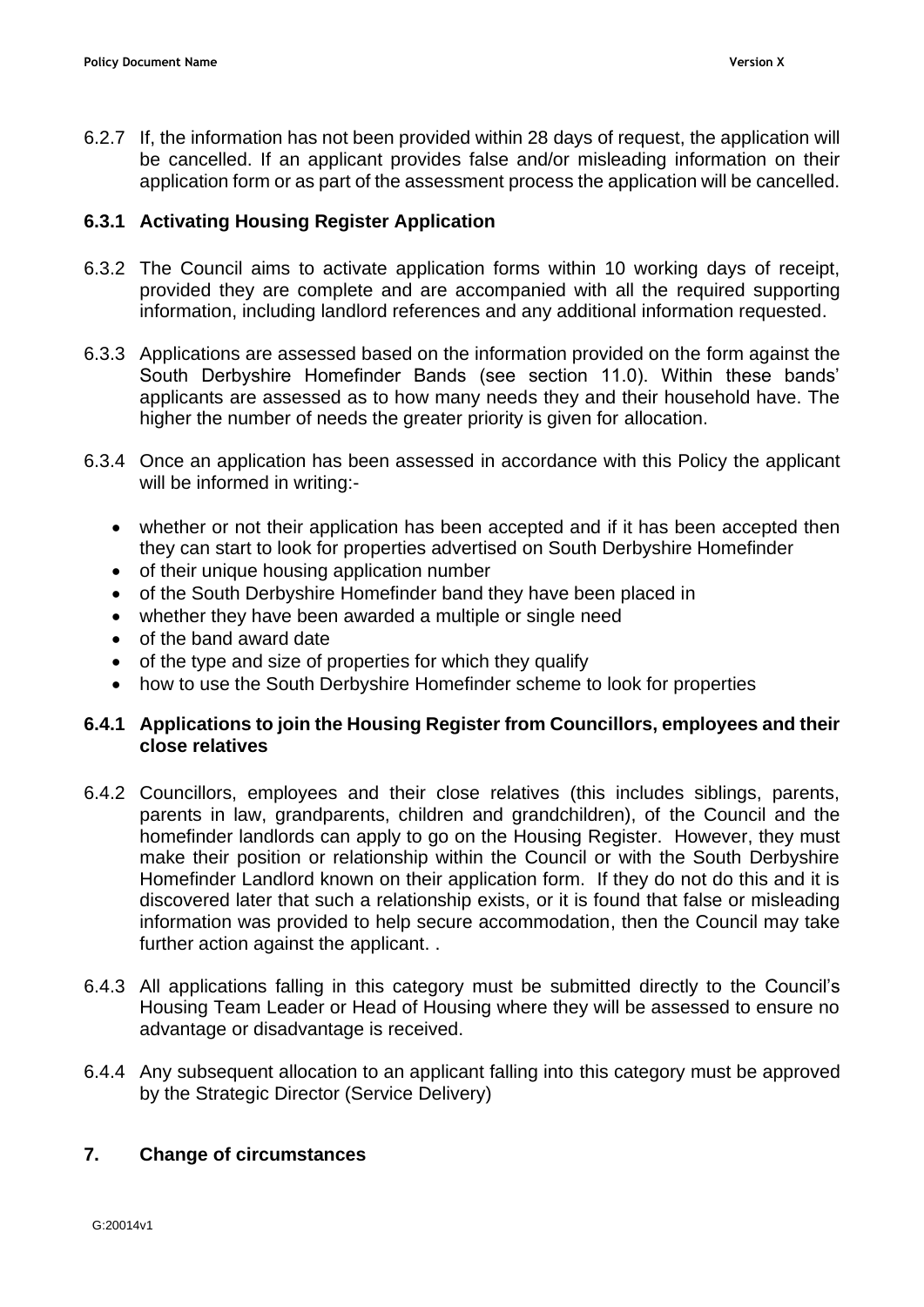6.2.7 If, the information has not been provided within 28 days of request, the application will be cancelled. If an applicant provides false and/or misleading information on their application form or as part of the assessment process the application will be cancelled.

### 6.3.1 Activating Housing Register Application

6.3.2 The Council aims to activate application forms within 10 working days of receipt, provided they are complete and are accompanied with all the required supporting information, including landlord references and any additional information requested.

6.3.3 Applications are assessed based on the information provided on the form against the South Derbyshire Homefinder Bands (see section 11.0). Within these bands' applicants are assessed as to how many needs they and their household have. The higher the number of needs the greater priority is given for allocation.

6.3.4 Once an application has been assessed in accordance with this Policy the applicant will be informed in writing:-

- whether or not their application has been accepted and if it has been accepted then they can start to look for properties advertised on South Derbyshire Homefinder
- of their unique housing application number
- of the South Derbyshire Homefinder band they have been placed in
- whether they have been awarded a multiple or single need
- of the band award date
- of the type and size of properties for which they qualify
- how to use the South Derbyshire Homefinder scheme to look for properties

### 6.4.1 Applications to join the Housing Register from Councillors, employees and their close relatives

6.4.2 Councillors, employees and their close relatives (this includes siblings, parents, parents in law, grandparents, children and grandchildren), of the Council and the homefinder landlords can apply to go on the Housing Register. However, they must make their position or relationship within the Council or with the South Derbyshire Homefinder Landlord known on their application form. If they do not do this and it is discovered later that such a relationship exists, or it is found that false or misleading information was provided to help secure accommodation, then the Council may take further action against the applicant. .

6.4.3 All applications falling in this category must be submitted directly to the Council's Housing Team Leader or Head of Housing where they will be assessed to ensure no advantage or disadvantage is received.

6.4.4 Any subsequent allocation to an applicant falling into this category must be approved by the Strategic Director (Service Delivery)

## 7. Change of circumstances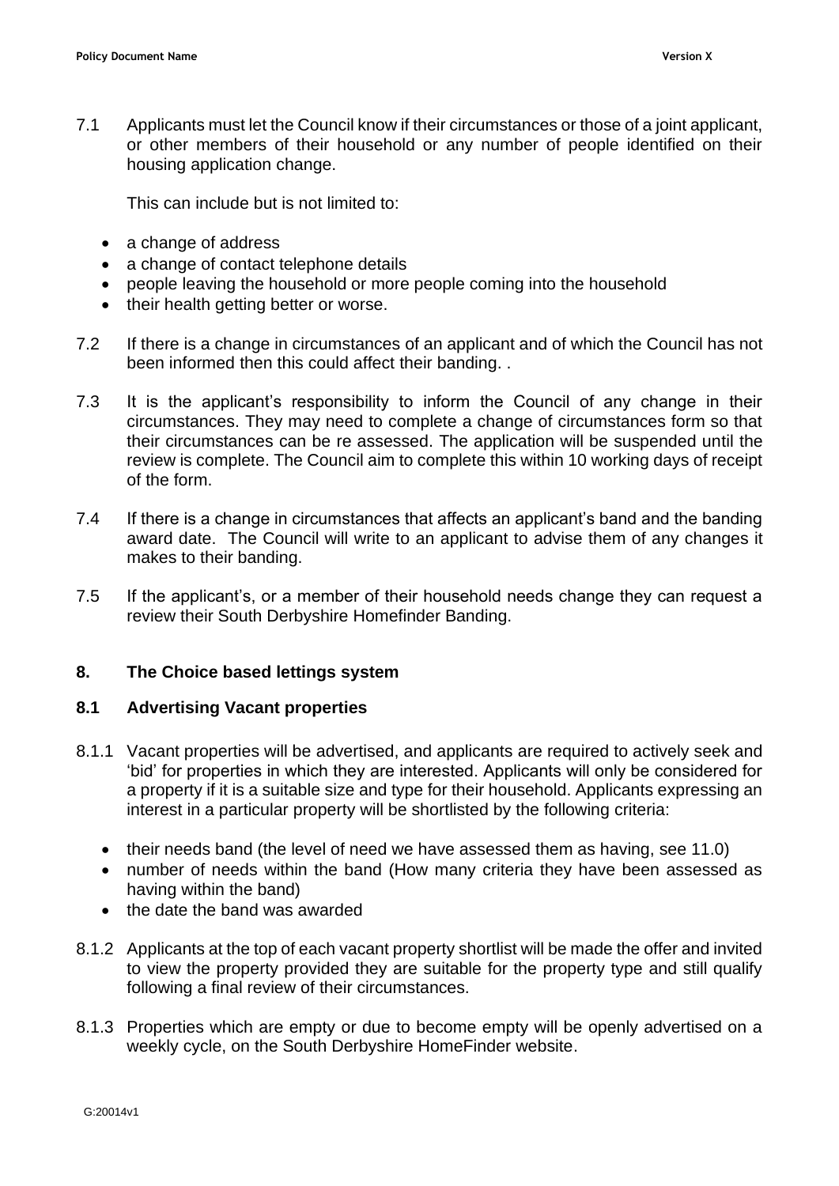7.1 Applicants must let the Council know if their circumstances or those of a joint applicant, or other members of their household or any number of people identified on their housing application change.

This can include but is not limited to:

- a change of address
- a change of contact telephone details
- people leaving the household or more people coming into the household
- their health getting better or worse.

7.2 If there is a change in circumstances of an applicant and of which the Council has not been informed then this could affect their banding. .

7.3 It is the applicant's responsibility to inform the Council of any change in their circumstances. They may need to complete a change of circumstances form so that their circumstances can be re assessed. The application will be suspended until the review is complete. The Council aim to complete this within 10 working days of receipt of the form.

7.4 If there is a change in circumstances that affects an applicant's band and the banding award date. The Council will write to an applicant to advise them of any changes it makes to their banding.

7.5 If the applicant's, or a member of their household needs change they can request a review their South Derbyshire Homefinder Banding.

## 8. The Choice based lettings system

### 8.1 Advertising Vacant properties

8.1.1 Vacant properties will be advertised, and applicants are required to actively seek and 'bid' for properties in which they are interested. Applicants will only be considered for a property if it is a suitable size and type for their household. Applicants expressing an interest in a particular property will be shortlisted by the following criteria:

- their needs band (the level of need we have assessed them as having, see 11.0)
- number of needs within the band (How many criteria they have been assessed as having within the band)
- the date the band was awarded

8.1.2 Applicants at the top of each vacant property shortlist will be made the offer and invited to view the property provided they are suitable for the property type and still qualify following a final review of their circumstances.

8.1.3 Properties which are empty or due to become empty will be openly advertised on a weekly cycle, on the South Derbyshire HomeFinder website.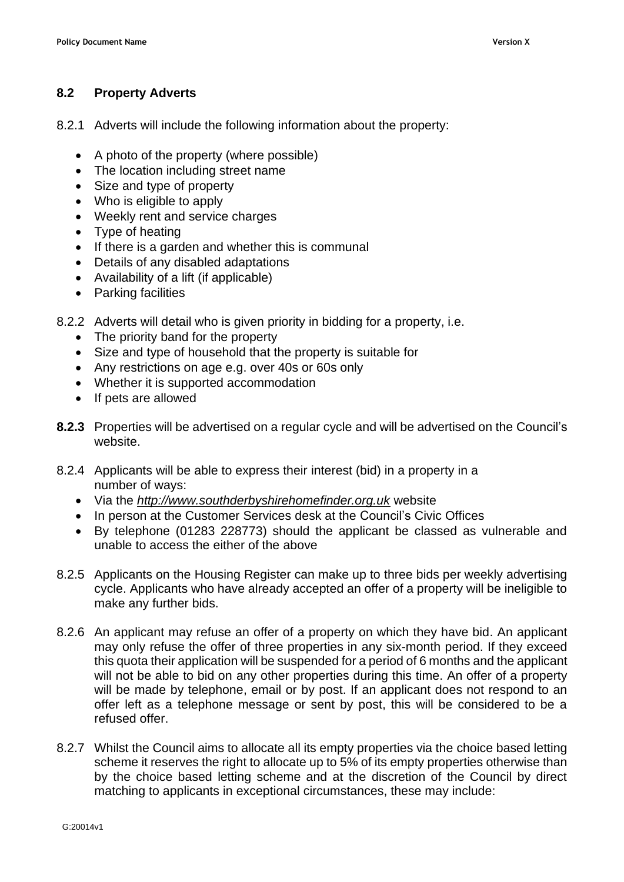## 8.2 Property Adverts

8.2.1 Adverts will include the following information about the property:

- A photo of the property (where possible)
- The location including street name
- Size and type of property
- Who is eligible to apply
- Weekly rent and service charges
- Type of heating
- If there is a garden and whether this is communal
- Details of any disabled adaptations
- Availability of a lift (if applicable)
- Parking facilities

8.2.2 Adverts will detail who is given priority in bidding for a property, i.e.

- The priority band for the property
- Size and type of household that the property is suitable for
- Any restrictions on age e.g. over 40s or 60s only
- Whether it is supported accommodation
- If pets are allowed

**8.2.3** Properties will be advertised on a regular cycle and will be advertised on the Council's website.

8.2.4 Applicants will be able to express their interest (bid) in a property in a number of ways:

- Via the *http://www.southderbyshirehomefinder.org.uk* website
- In person at the Customer Services desk at the Council's Civic Offices
- By telephone (01283 228773) should the applicant be classed as vulnerable and unable to access the either of the above

8.2.5 Applicants on the Housing Register can make up to three bids per weekly advertising cycle. Applicants who have already accepted an offer of a property will be ineligible to make any further bids.

8.2.6 An applicant may refuse an offer of a property on which they have bid. An applicant may only refuse the offer of three properties in any six-month period. If they exceed this quota their application will be suspended for a period of 6 months and the applicant will not be able to bid on any other properties during this time. An offer of a property will be made by telephone, email or by post. If an applicant does not respond to an offer left as a telephone message or sent by post, this will be considered to be a refused offer.

8.2.7 Whilst the Council aims to allocate all its empty properties via the choice based letting scheme it reserves the right to allocate up to 5% of its empty properties otherwise than by the choice based letting scheme and at the discretion of the Council by direct matching to applicants in exceptional circumstances, these may include: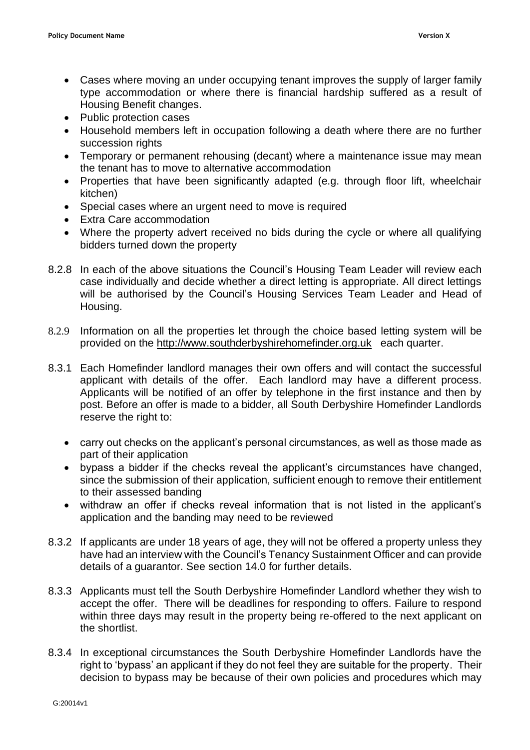- Cases where moving an under occupying tenant improves the supply of larger family type accommodation or where there is financial hardship suffered as a result of Housing Benefit changes.
- Public protection cases
- Household members left in occupation following a death where there are no further succession rights
- Temporary or permanent rehousing (decant) where a maintenance issue may mean the tenant has to move to alternative accommodation
- Properties that have been significantly adapted (e.g. through floor lift, wheelchair kitchen)
- Special cases where an urgent need to move is required
- Extra Care accommodation
- Where the property advert received no bids during the cycle or where all qualifying bidders turned down the property

8.2.8 In each of the above situations the Council's Housing Team Leader will review each case individually and decide whether a direct letting is appropriate. All direct lettings will be authorised by the Council's Housing Services Team Leader and Head of Housing.

8.2.9 Information on all the properties let through the choice based letting system will be provided on the http://www.southderbyshirehomefinder.org.uk each quarter.

8.3.1 Each Homefinder landlord manages their own offers and will contact the successful applicant with details of the offer. Each landlord may have a different process. Applicants will be notified of an offer by telephone in the first instance and then by post. Before an offer is made to a bidder, all South Derbyshire Homefinder Landlords reserve the right to:

- carry out checks on the applicant's personal circumstances, as well as those made as part of their application
- bypass a bidder if the checks reveal the applicant's circumstances have changed, since the submission of their application, sufficient enough to remove their entitlement to their assessed banding
- withdraw an offer if checks reveal information that is not listed in the applicant's application and the banding may need to be reviewed

8.3.2 If applicants are under 18 years of age, they will not be offered a property unless they have had an interview with the Council's Tenancy Sustainment Officer and can provide details of a guarantor. See section 14.0 for further details.

8.3.3 Applicants must tell the South Derbyshire Homefinder Landlord whether they wish to accept the offer. There will be deadlines for responding to offers. Failure to respond within three days may result in the property being re-offered to the next applicant on the shortlist.

8.3.4 In exceptional circumstances the South Derbyshire Homefinder Landlords have the right to 'bypass' an applicant if they do not feel they are suitable for the property. Their decision to bypass may be because of their own policies and procedures which may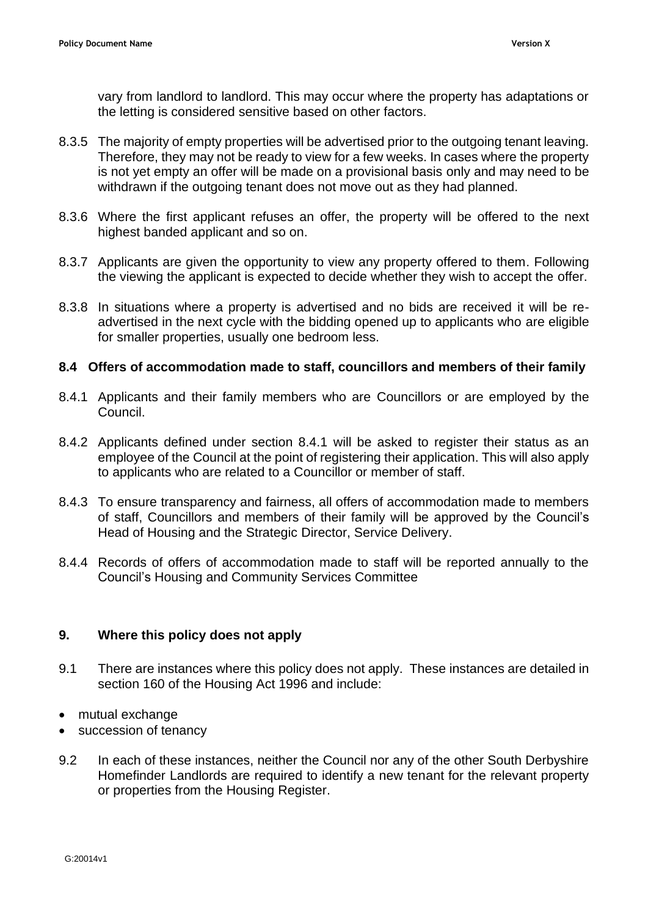vary from landlord to landlord. This may occur where the property has adaptations or the letting is considered sensitive based on other factors.

8.3.5 The majority of empty properties will be advertised prior to the outgoing tenant leaving. Therefore, they may not be ready to view for a few weeks. In cases where the property is not yet empty an offer will be made on a provisional basis only and may need to be withdrawn if the outgoing tenant does not move out as they had planned.

8.3.6 Where the first applicant refuses an offer, the property will be offered to the next highest banded applicant and so on.

8.3.7 Applicants are given the opportunity to view any property offered to them. Following the viewing the applicant is expected to decide whether they wish to accept the offer.

8.3.8 In situations where a property is advertised and no bids are received it will be re-advertised in the next cycle with the bidding opened up to applicants who are eligible for smaller properties, usually one bedroom less.

### 8.4 Offers of accommodation made to staff, councillors and members of their family

8.4.1 Applicants and their family members who are Councillors or are employed by the Council.

8.4.2 Applicants defined under section 8.4.1 will be asked to register their status as an employee of the Council at the point of registering their application. This will also apply to applicants who are related to a Councillor or member of staff.

8.4.3 To ensure transparency and fairness, all offers of accommodation made to members of staff, Councillors and members of their family will be approved by the Council's Head of Housing and the Strategic Director, Service Delivery.

8.4.4 Records of offers of accommodation made to staff will be reported annually to the Council's Housing and Community Services Committee

## 9. Where this policy does not apply

9.1 There are instances where this policy does not apply. These instances are detailed in section 160 of the Housing Act 1996 and include:

- mutual exchange
- succession of tenancy

9.2 In each of these instances, neither the Council nor any of the other South Derbyshire Homefinder Landlords are required to identify a new tenant for the relevant property or properties from the Housing Register.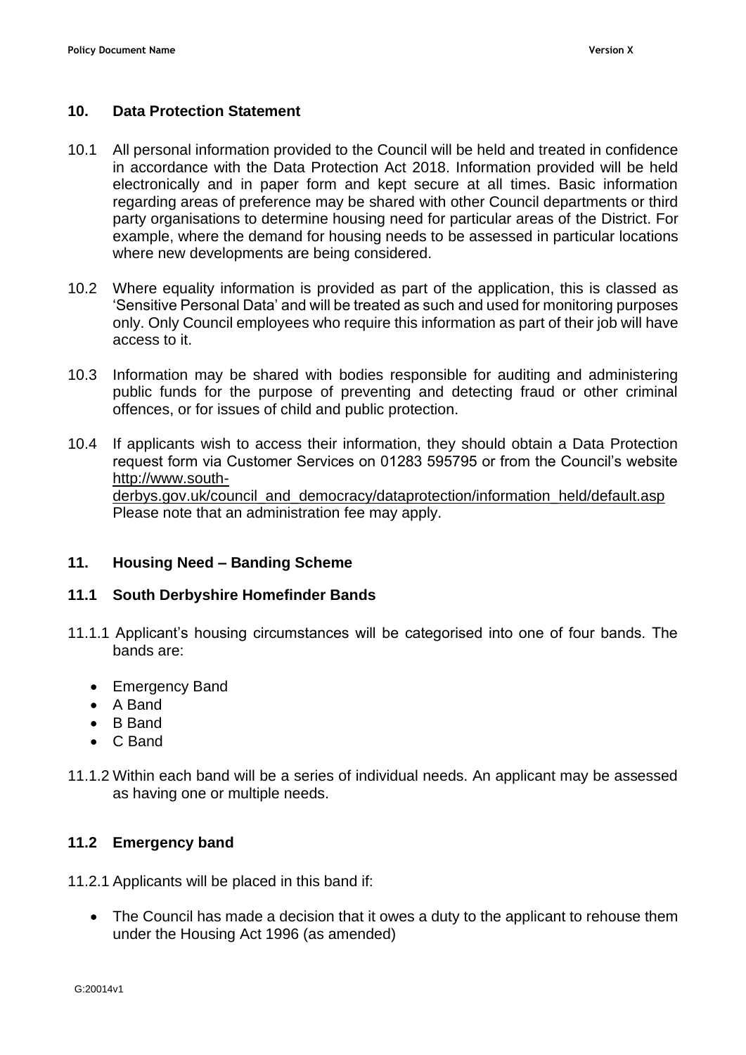## 10. Data Protection Statement

10.1 All personal information provided to the Council will be held and treated in confidence in accordance with the Data Protection Act 2018. Information provided will be held electronically and in paper form and kept secure at all times. Basic information regarding areas of preference may be shared with other Council departments or third party organisations to determine housing need for particular areas of the District. For example, where the demand for housing needs to be assessed in particular locations where new developments are being considered.

10.2 Where equality information is provided as part of the application, this is classed as 'Sensitive Personal Data' and will be treated as such and used for monitoring purposes only. Only Council employees who require this information as part of their job will have access to it.

10.3 Information may be shared with bodies responsible for auditing and administering public funds for the purpose of preventing and detecting fraud or other criminal offences, or for issues of child and public protection.

10.4 If applicants wish to access their information, they should obtain a Data Protection request form via Customer Services on 01283 595795 or from the Council's website http://www.south-derbys.gov.uk/council_and_democracy/dataprotection/information_held/default.asp Please note that an administration fee may apply.

## 11. Housing Need – Banding Scheme

### 11.1 South Derbyshire Homefinder Bands

11.1.1 Applicant's housing circumstances will be categorised into one of four bands. The bands are:

- Emergency Band
- A Band
- B Band
- C Band

11.1.2 Within each band will be a series of individual needs. An applicant may be assessed as having one or multiple needs.

### 11.2 Emergency band

11.2.1 Applicants will be placed in this band if:

- The Council has made a decision that it owes a duty to the applicant to rehouse them under the Housing Act 1996 (as amended)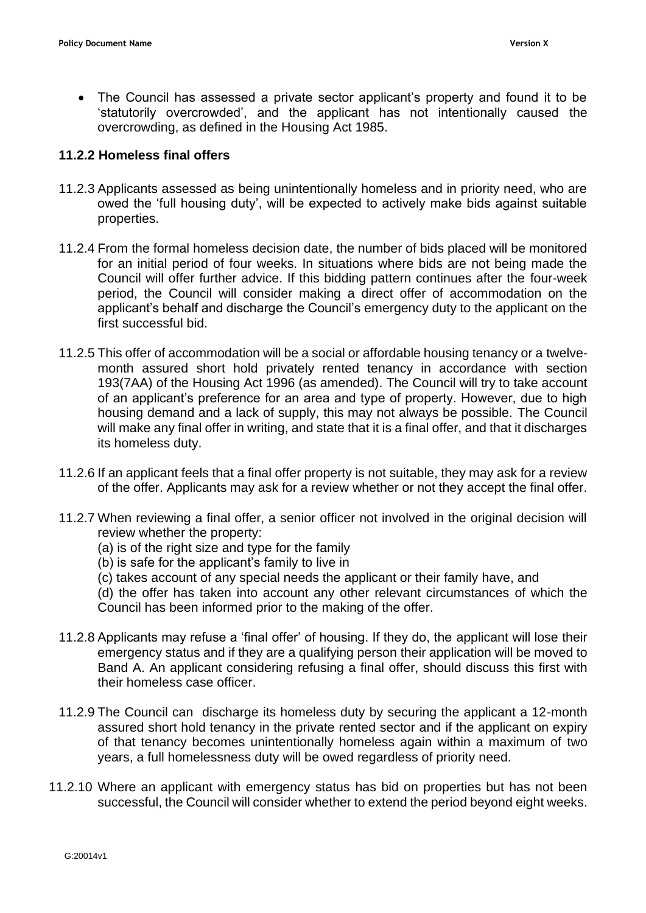- The Council has assessed a private sector applicant's property and found it to be 'statutorily overcrowded', and the applicant has not intentionally caused the overcrowding, as defined in the Housing Act 1985.

### 11.2.2 Homeless final offers

11.2.3 Applicants assessed as being unintentionally homeless and in priority need, who are owed the 'full housing duty', will be expected to actively make bids against suitable properties.

11.2.4 From the formal homeless decision date, the number of bids placed will be monitored for an initial period of four weeks. In situations where bids are not being made the Council will offer further advice. If this bidding pattern continues after the four-week period, the Council will consider making a direct offer of accommodation on the applicant's behalf and discharge the Council's emergency duty to the applicant on the first successful bid.

11.2.5 This offer of accommodation will be a social or affordable housing tenancy or a twelve-month assured short hold privately rented tenancy in accordance with section 193(7AA) of the Housing Act 1996 (as amended). The Council will try to take account of an applicant's preference for an area and type of property. However, due to high housing demand and a lack of supply, this may not always be possible. The Council will make any final offer in writing, and state that it is a final offer, and that it discharges its homeless duty.

11.2.6 If an applicant feels that a final offer property is not suitable, they may ask for a review of the offer. Applicants may ask for a review whether or not they accept the final offer.

11.2.7 When reviewing a final offer, a senior officer not involved in the original decision will review whether the property:
(a) is of the right size and type for the family
(b) is safe for the applicant's family to live in
(c) takes account of any special needs the applicant or their family have, and
(d) the offer has taken into account any other relevant circumstances of which the Council has been informed prior to the making of the offer.

11.2.8 Applicants may refuse a 'final offer' of housing. If they do, the applicant will lose their emergency status and if they are a qualifying person their application will be moved to Band A. An applicant considering refusing a final offer, should discuss this first with their homeless case officer.

11.2.9 The Council can discharge its homeless duty by securing the applicant a 12-month assured short hold tenancy in the private rented sector and if the applicant on expiry of that tenancy becomes unintentionally homeless again within a maximum of two years, a full homelessness duty will be owed regardless of priority need.

11.2.10 Where an applicant with emergency status has bid on properties but has not been successful, the Council will consider whether to extend the period beyond eight weeks.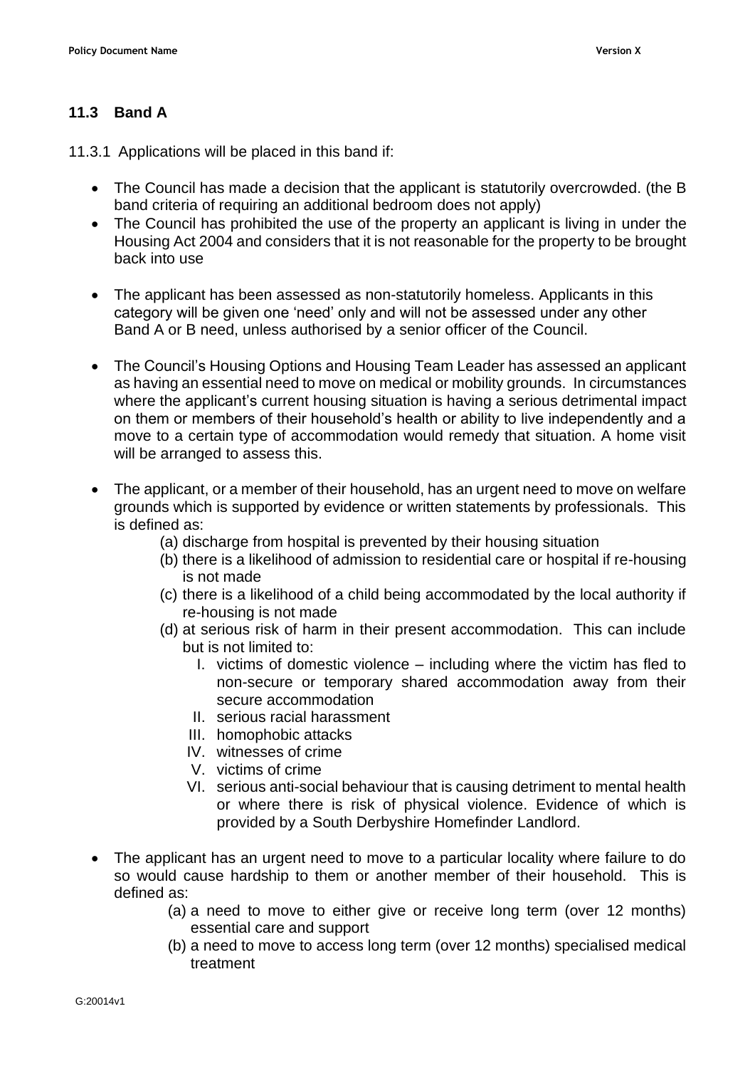### 11.3 Band A

11.3.1 Applications will be placed in this band if:

- The Council has made a decision that the applicant is statutorily overcrowded. (the B band criteria of requiring an additional bedroom does not apply)
- The Council has prohibited the use of the property an applicant is living in under the Housing Act 2004 and considers that it is not reasonable for the property to be brought back into use
- The applicant has been assessed as non-statutorily homeless. Applicants in this category will be given one 'need' only and will not be assessed under any other Band A or B need, unless authorised by a senior officer of the Council.
- The Council's Housing Options and Housing Team Leader has assessed an applicant as having an essential need to move on medical or mobility grounds. In circumstances where the applicant's current housing situation is having a serious detrimental impact on them or members of their household's health or ability to live independently and a move to a certain type of accommodation would remedy that situation. A home visit will be arranged to assess this.
- The applicant, or a member of their household, has an urgent need to move on welfare grounds which is supported by evidence or written statements by professionals. This is defined as:
    - (a) discharge from hospital is prevented by their housing situation
    - (b) there is a likelihood of admission to residential care or hospital if re-housing is not made
    - (c) there is a likelihood of a child being accommodated by the local authority if re-housing is not made
    - (d) at serious risk of harm in their present accommodation. This can include but is not limited to:
        - I. victims of domestic violence – including where the victim has fled to non-secure or temporary shared accommodation away from their secure accommodation
        - II. serious racial harassment
        - III. homophobic attacks
        - IV. witnesses of crime
        - V. victims of crime
        - VI. serious anti-social behaviour that is causing detriment to mental health or where there is risk of physical violence. Evidence of which is provided by a South Derbyshire Homefinder Landlord.
- The applicant has an urgent need to move to a particular locality where failure to do so would cause hardship to them or another member of their household. This is defined as:
    - (a) a need to move to either give or receive long term (over 12 months) essential care and support
    - (b) a need to move to access long term (over 12 months) specialised medical treatment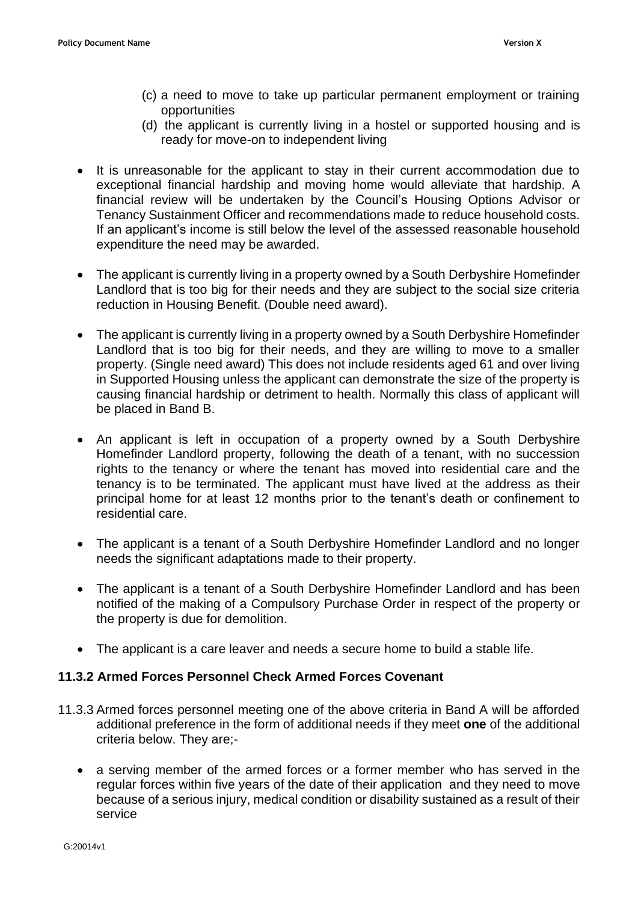(c) a need to move to take up particular permanent employment or training opportunities

(d) the applicant is currently living in a hostel or supported housing and is ready for move-on to independent living

- It is unreasonable for the applicant to stay in their current accommodation due to exceptional financial hardship and moving home would alleviate that hardship. A financial review will be undertaken by the Council's Housing Options Advisor or Tenancy Sustainment Officer and recommendations made to reduce household costs. If an applicant's income is still below the level of the assessed reasonable household expenditure the need may be awarded.

- The applicant is currently living in a property owned by a South Derbyshire Homefinder Landlord that is too big for their needs and they are subject to the social size criteria reduction in Housing Benefit. (Double need award).

- The applicant is currently living in a property owned by a South Derbyshire Homefinder Landlord that is too big for their needs, and they are willing to move to a smaller property. (Single need award) This does not include residents aged 61 and over living in Supported Housing unless the applicant can demonstrate the size of the property is causing financial hardship or detriment to health. Normally this class of applicant will be placed in Band B.

- An applicant is left in occupation of a property owned by a South Derbyshire Homefinder Landlord property, following the death of a tenant, with no succession rights to the tenancy or where the tenant has moved into residential care and the tenancy is to be terminated. The applicant must have lived at the address as their principal home for at least 12 months prior to the tenant's death or confinement to residential care.

- The applicant is a tenant of a South Derbyshire Homefinder Landlord and no longer needs the significant adaptations made to their property.

- The applicant is a tenant of a South Derbyshire Homefinder Landlord and has been notified of the making of a Compulsory Purchase Order in respect of the property or the property is due for demolition.

- The applicant is a care leaver and needs a secure home to build a stable life.

### 11.3.2 Armed Forces Personnel Check Armed Forces Covenant

11.3.3 Armed forces personnel meeting one of the above criteria in Band A will be afforded additional preference in the form of additional needs if they meet **one** of the additional criteria below. They are;-

- a serving member of the armed forces or a former member who has served in the regular forces within five years of the date of their application and they need to move because of a serious injury, medical condition or disability sustained as a result of their service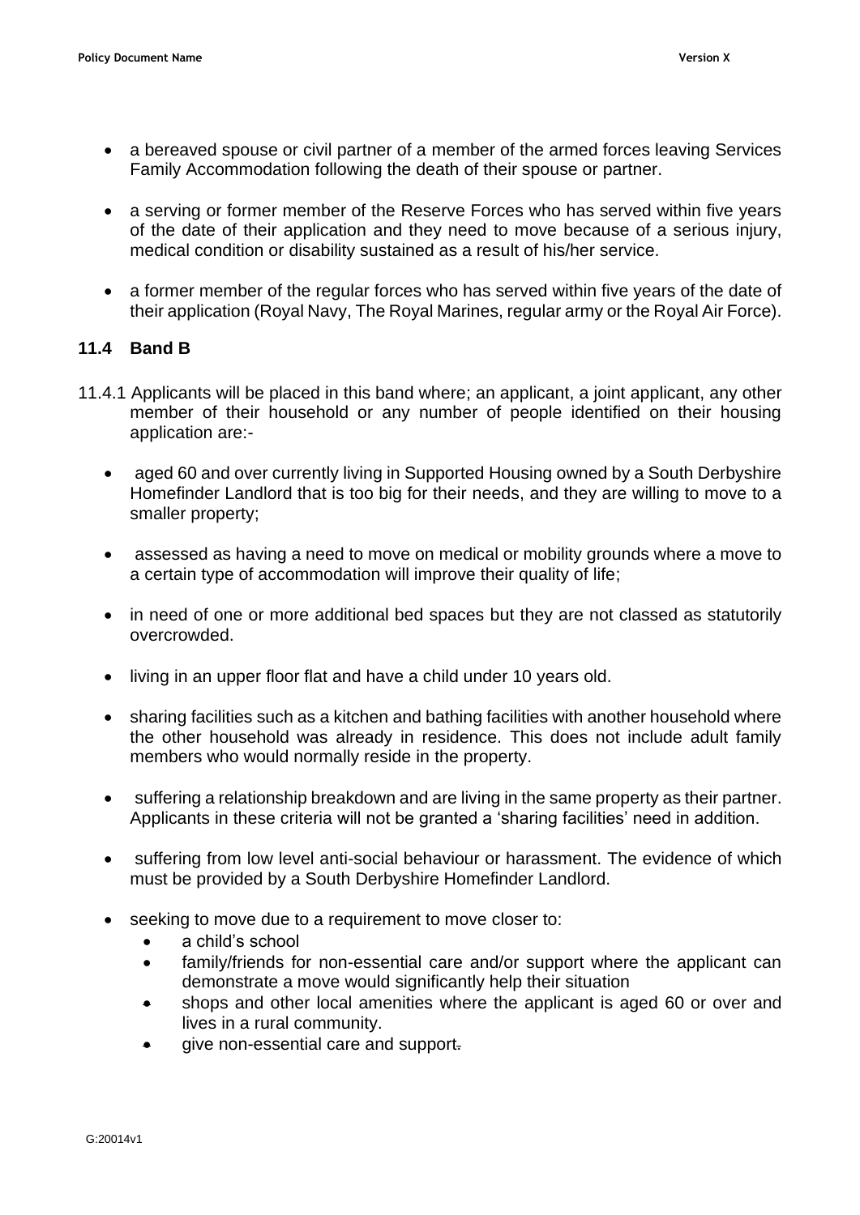- a bereaved spouse or civil partner of a member of the armed forces leaving Services Family Accommodation following the death of their spouse or partner.

- a serving or former member of the Reserve Forces who has served within five years of the date of their application and they need to move because of a serious injury, medical condition or disability sustained as a result of his/her service.

- a former member of the regular forces who has served within five years of the date of their application (Royal Navy, The Royal Marines, regular army or the Royal Air Force).

### 11.4 Band B

11.4.1 Applicants will be placed in this band where; an applicant, a joint applicant, any other member of their household or any number of people identified on their housing application are:-

- aged 60 and over currently living in Supported Housing owned by a South Derbyshire Homefinder Landlord that is too big for their needs, and they are willing to move to a smaller property;

- assessed as having a need to move on medical or mobility grounds where a move to a certain type of accommodation will improve their quality of life;

- in need of one or more additional bed spaces but they are not classed as statutorily overcrowded.

- living in an upper floor flat and have a child under 10 years old.

- sharing facilities such as a kitchen and bathing facilities with another household where the other household was already in residence. This does not include adult family members who would normally reside in the property.

- suffering a relationship breakdown and are living in the same property as their partner. Applicants in these criteria will not be granted a 'sharing facilities' need in addition.

- suffering from low level anti-social behaviour or harassment. The evidence of which must be provided by a South Derbyshire Homefinder Landlord.

- seeking to move due to a requirement to move closer to:
  - a child's school
  - family/friends for non-essential care and/or support where the applicant can demonstrate a move would significantly help their situation
  - shops and other local amenities where the applicant is aged 60 or over and lives in a rural community.
  - give non-essential care and support.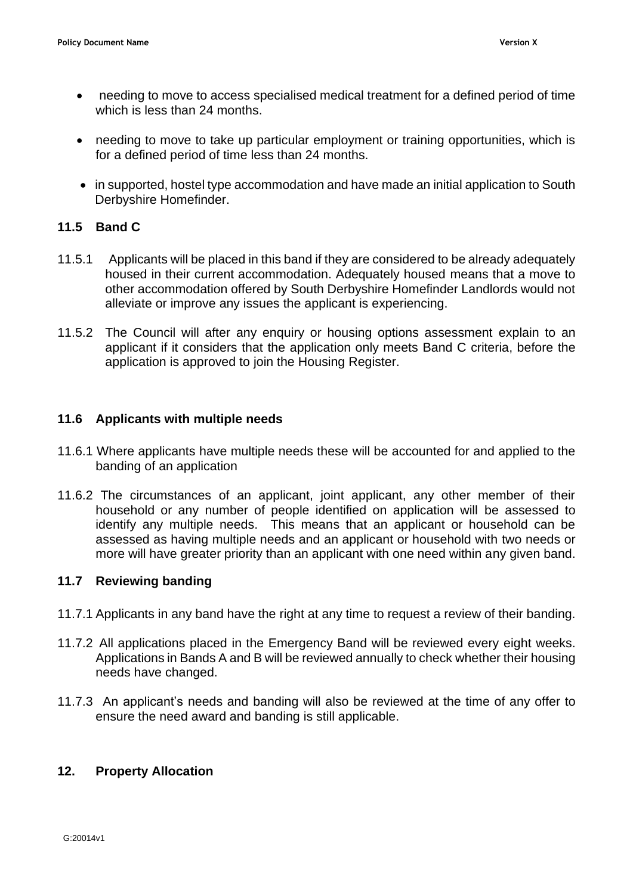- needing to move to access specialised medical treatment for a defined period of time which is less than 24 months.
- needing to move to take up particular employment or training opportunities, which is for a defined period of time less than 24 months.
- in supported, hostel type accommodation and have made an initial application to South Derbyshire Homefinder.

### 11.5 Band C

11.5.1 Applicants will be placed in this band if they are considered to be already adequately housed in their current accommodation. Adequately housed means that a move to other accommodation offered by South Derbyshire Homefinder Landlords would not alleviate or improve any issues the applicant is experiencing.

11.5.2 The Council will after any enquiry or housing options assessment explain to an applicant if it considers that the application only meets Band C criteria, before the application is approved to join the Housing Register.

### 11.6 Applicants with multiple needs

11.6.1 Where applicants have multiple needs these will be accounted for and applied to the banding of an application

11.6.2 The circumstances of an applicant, joint applicant, any other member of their household or any number of people identified on application will be assessed to identify any multiple needs. This means that an applicant or household can be assessed as having multiple needs and an applicant or household with two needs or more will have greater priority than an applicant with one need within any given band.

### 11.7 Reviewing banding

11.7.1 Applicants in any band have the right at any time to request a review of their banding.

11.7.2 All applications placed in the Emergency Band will be reviewed every eight weeks. Applications in Bands A and B will be reviewed annually to check whether their housing needs have changed.

11.7.3 An applicant's needs and banding will also be reviewed at the time of any offer to ensure the need award and banding is still applicable.

## 12. Property Allocation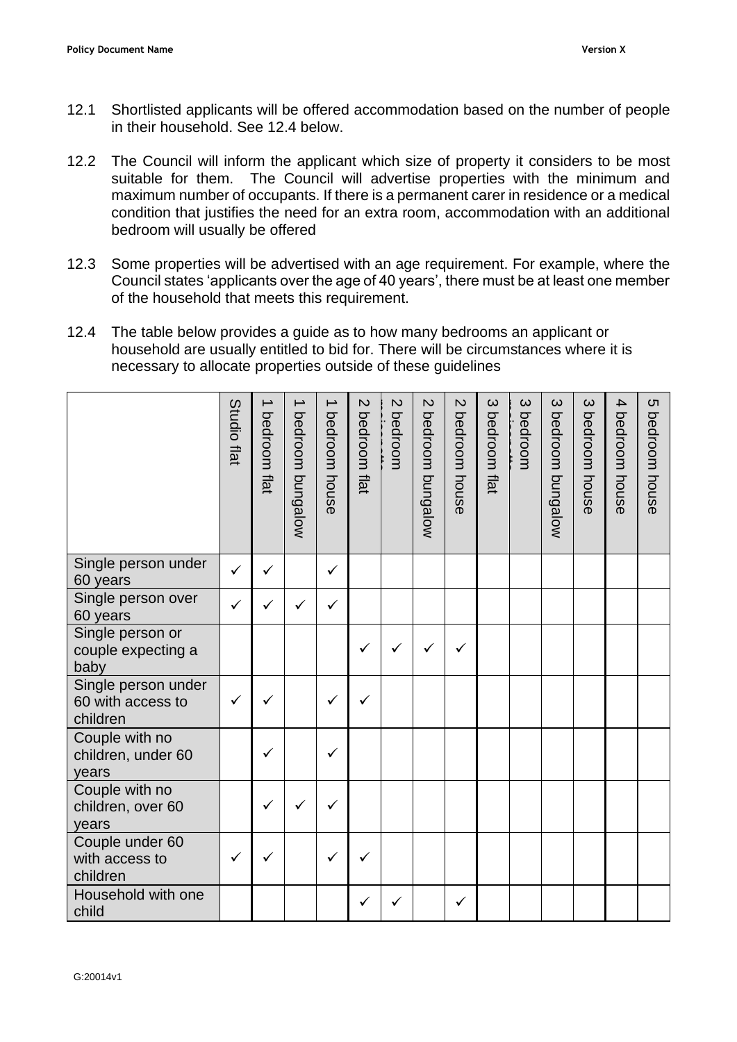12.1 Shortlisted applicants will be offered accommodation based on the number of people in their household. See 12.4 below.

12.2 The Council will inform the applicant which size of property it considers to be most suitable for them. The Council will advertise properties with the minimum and maximum number of occupants. If there is a permanent carer in residence or a medical condition that justifies the need for an extra room, accommodation with an additional bedroom will usually be offered

12.3 Some properties will be advertised with an age requirement. For example, where the Council states 'applicants over the age of 40 years', there must be at least one member of the household that meets this requirement.

12.4 The table below provides a guide as to how many bedrooms an applicant or household are usually entitled to bid for. There will be circumstances where it is necessary to allocate properties outside of these guidelines

| | Studio flat | 1 bedroom flat | 1 bedroom bungalow | 1 bedroom house | 2 bedroom flat | 2 bedroom maisonette | 2 bedroom bungalow | 2 bedroom house | 3 bedroom flat | 3 bedroom maisonette | 3 bedroom bungalow | 3 bedroom house | 4 bedroom house | 5 bedroom house |
|---|---|---|---|---|---|---|---|---|---|---|---|---|---|---|
| Single person under 60 years | ✓ | ✓ | | ✓ | | | | | | | | | | |
| Single person over 60 years | ✓ | ✓ | ✓ | ✓ | | | | | | | | | | |
| Single person or couple expecting a baby | | | | | ✓ | ✓ | ✓ | ✓ | | | | | | |
| Single person under 60 with access to children | ✓ | ✓ | | ✓ | ✓ | | | | | | | | | |
| Couple with no children, under 60 years | | ✓ | | ✓ | | | | | | | | | | |
| Couple with no children, over 60 years | | ✓ | ✓ | ✓ | | | | | | | | | | |
| Couple under 60 with access to children | ✓ | ✓ | | ✓ | ✓ | | | | | | | | | |
| Household with one child | | | | | ✓ | ✓ | | ✓ | | | | | | |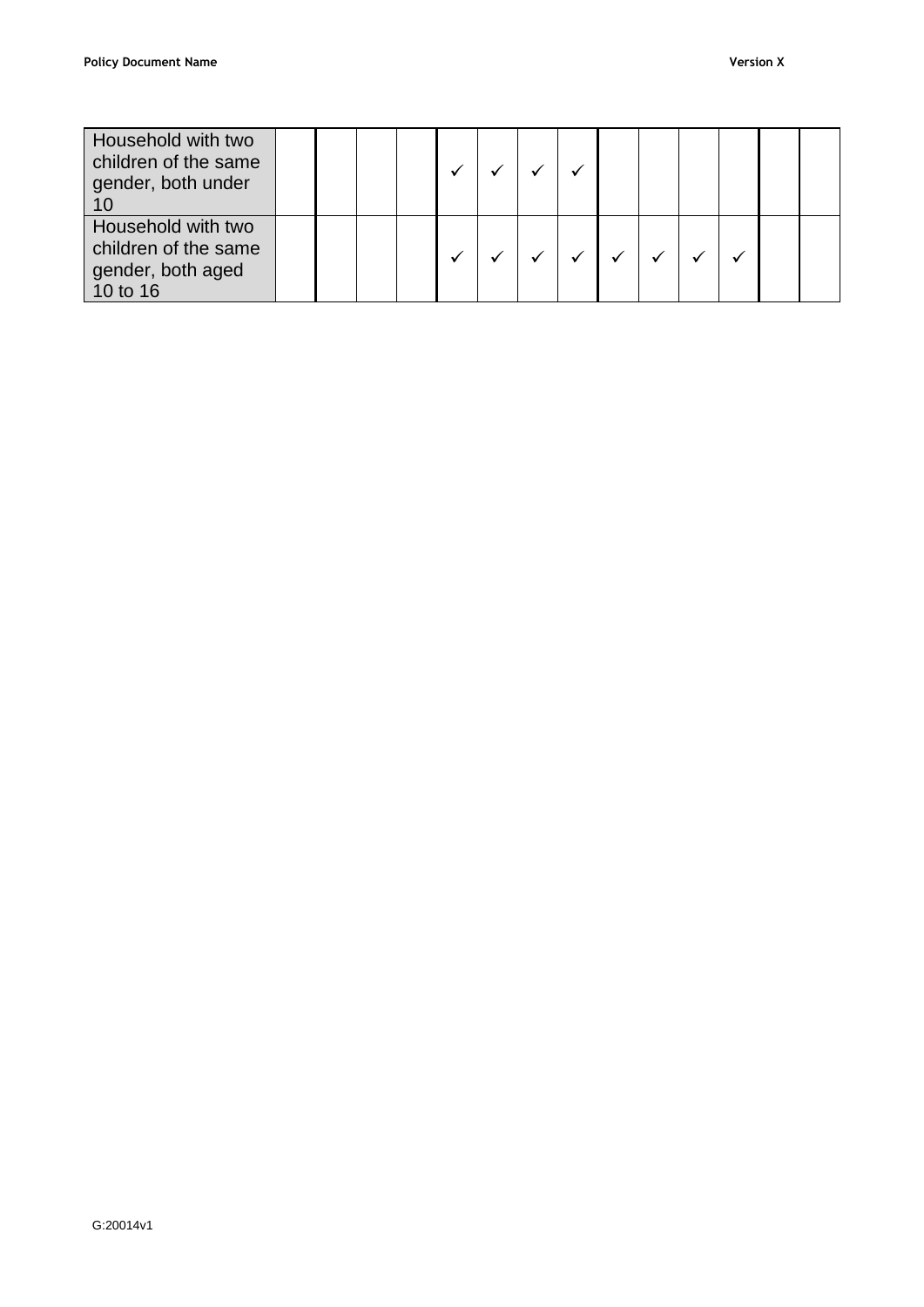| | | | | | | | | | | | | | |
|---|---|---|---|---|---|---|---|---|---|---|---|---|---|
| Household with two children of the same gender, both under 10 | | | | ✓ | ✓ | ✓ | ✓ | | | | | | |
| Household with two children of the same gender, both aged 10 to 16 | | | | ✓ | ✓ | ✓ | ✓ | ✓ | ✓ | ✓ | ✓ | | |

G:20014v1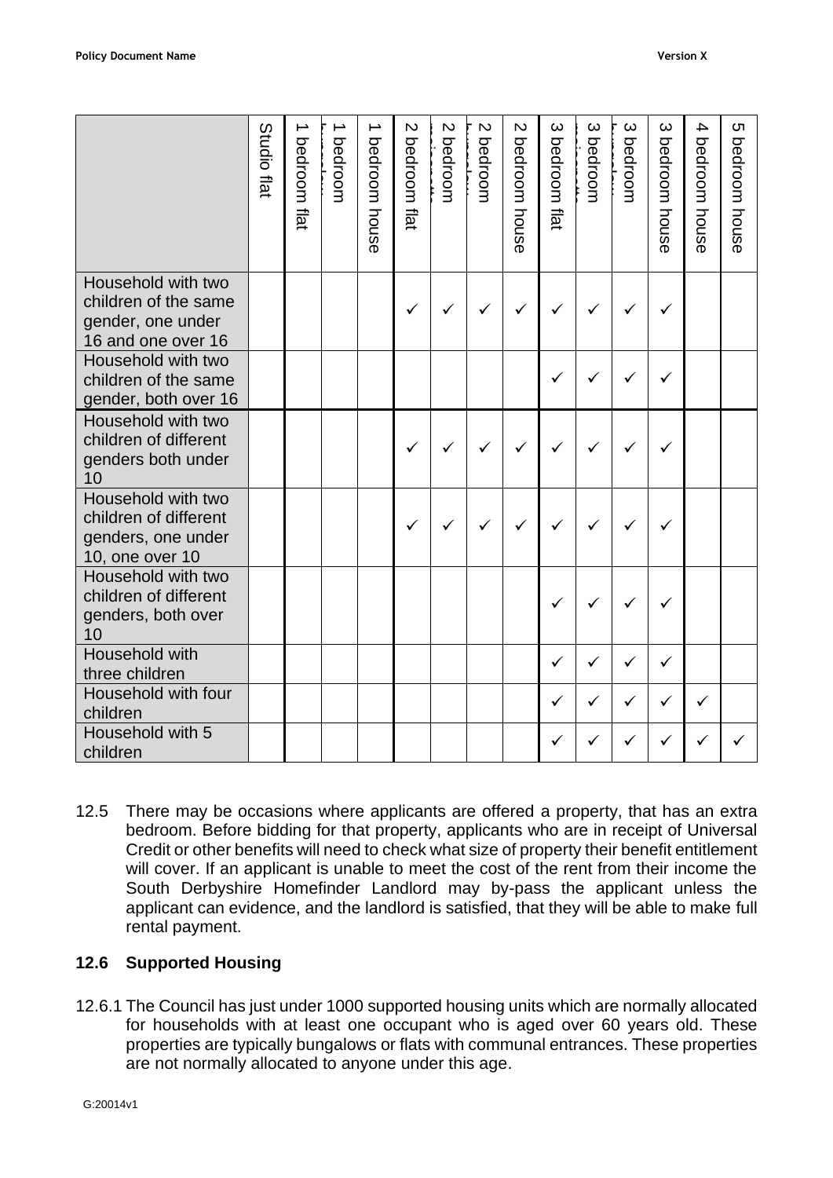| | Studio flat | 1 bedroom flat | 1 bedroom | 1 bedroom house | 2 bedroom flat | 2 bedroom | 2 bedroom | 2 bedroom house | 3 bedroom flat | 3 bedroom | 3 bedroom | 3 bedroom house | 4 bedroom house | 5 bedroom house |
|---|---|---|---|---|---|---|---|---|---|---|---|---|---|---|
| Household with two children of the same gender, one under 16 and one over 16 | | | | | ✓ | ✓ | ✓ | ✓ | ✓ | ✓ | ✓ | ✓ | | |
| Household with two children of the same gender, both over 16 | | | | | | | | | ✓ | ✓ | ✓ | ✓ | | |
| Household with two children of different genders both under 10 | | | | | ✓ | ✓ | ✓ | ✓ | ✓ | ✓ | ✓ | ✓ | | |
| Household with two children of different genders, one under 10, one over 10 | | | | | ✓ | ✓ | ✓ | ✓ | ✓ | ✓ | ✓ | ✓ | | |
| Household with two children of different genders, both over 10 | | | | | | | | | ✓ | ✓ | ✓ | ✓ | | |
| Household with three children | | | | | | | | | ✓ | ✓ | ✓ | ✓ | | |
| Household with four children | | | | | | | | | ✓ | ✓ | ✓ | ✓ | ✓ | |
| Household with 5 children | | | | | | | | | ✓ | ✓ | ✓ | ✓ | ✓ | ✓ |

12.5 There may be occasions where applicants are offered a property, that has an extra bedroom. Before bidding for that property, applicants who are in receipt of Universal Credit or other benefits will need to check what size of property their benefit entitlement will cover. If an applicant is unable to meet the cost of the rent from their income the South Derbyshire Homefinder Landlord may by-pass the applicant unless the applicant can evidence, and the landlord is satisfied, that they will be able to make full rental payment.

### 12.6 Supported Housing

12.6.1 The Council has just under 1000 supported housing units which are normally allocated for households with at least one occupant who is aged over 60 years old. These properties are typically bungalows or flats with communal entrances. These properties are not normally allocated to anyone under this age.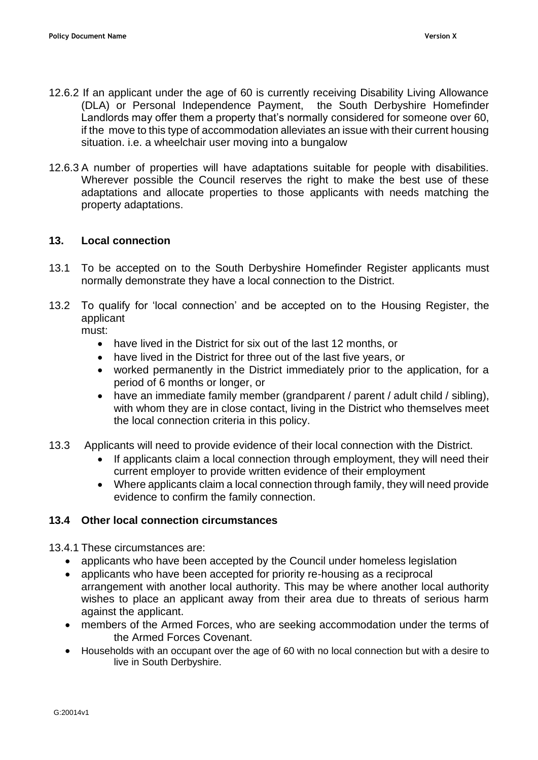12.6.2 If an applicant under the age of 60 is currently receiving Disability Living Allowance (DLA) or Personal Independence Payment, the South Derbyshire Homefinder Landlords may offer them a property that's normally considered for someone over 60, if the move to this type of accommodation alleviates an issue with their current housing situation. i.e. a wheelchair user moving into a bungalow

12.6.3 A number of properties will have adaptations suitable for people with disabilities. Wherever possible the Council reserves the right to make the best use of these adaptations and allocate properties to those applicants with needs matching the property adaptations.

## 13. Local connection

13.1 To be accepted on to the South Derbyshire Homefinder Register applicants must normally demonstrate they have a local connection to the District.

13.2 To qualify for 'local connection' and be accepted on to the Housing Register, the applicant must:

- have lived in the District for six out of the last 12 months, or
- have lived in the District for three out of the last five years, or
- worked permanently in the District immediately prior to the application, for a period of 6 months or longer, or
- have an immediate family member (grandparent / parent / adult child / sibling), with whom they are in close contact, living in the District who themselves meet the local connection criteria in this policy.

13.3 Applicants will need to provide evidence of their local connection with the District.

- If applicants claim a local connection through employment, they will need their current employer to provide written evidence of their employment
- Where applicants claim a local connection through family, they will need provide evidence to confirm the family connection.

### 13.4 Other local connection circumstances

13.4.1 These circumstances are:

- applicants who have been accepted by the Council under homeless legislation
- applicants who have been accepted for priority re-housing as a reciprocal arrangement with another local authority. This may be where another local authority wishes to place an applicant away from their area due to threats of serious harm against the applicant.
- members of the Armed Forces, who are seeking accommodation under the terms of the Armed Forces Covenant.
- Households with an occupant over the age of 60 with no local connection but with a desire to live in South Derbyshire.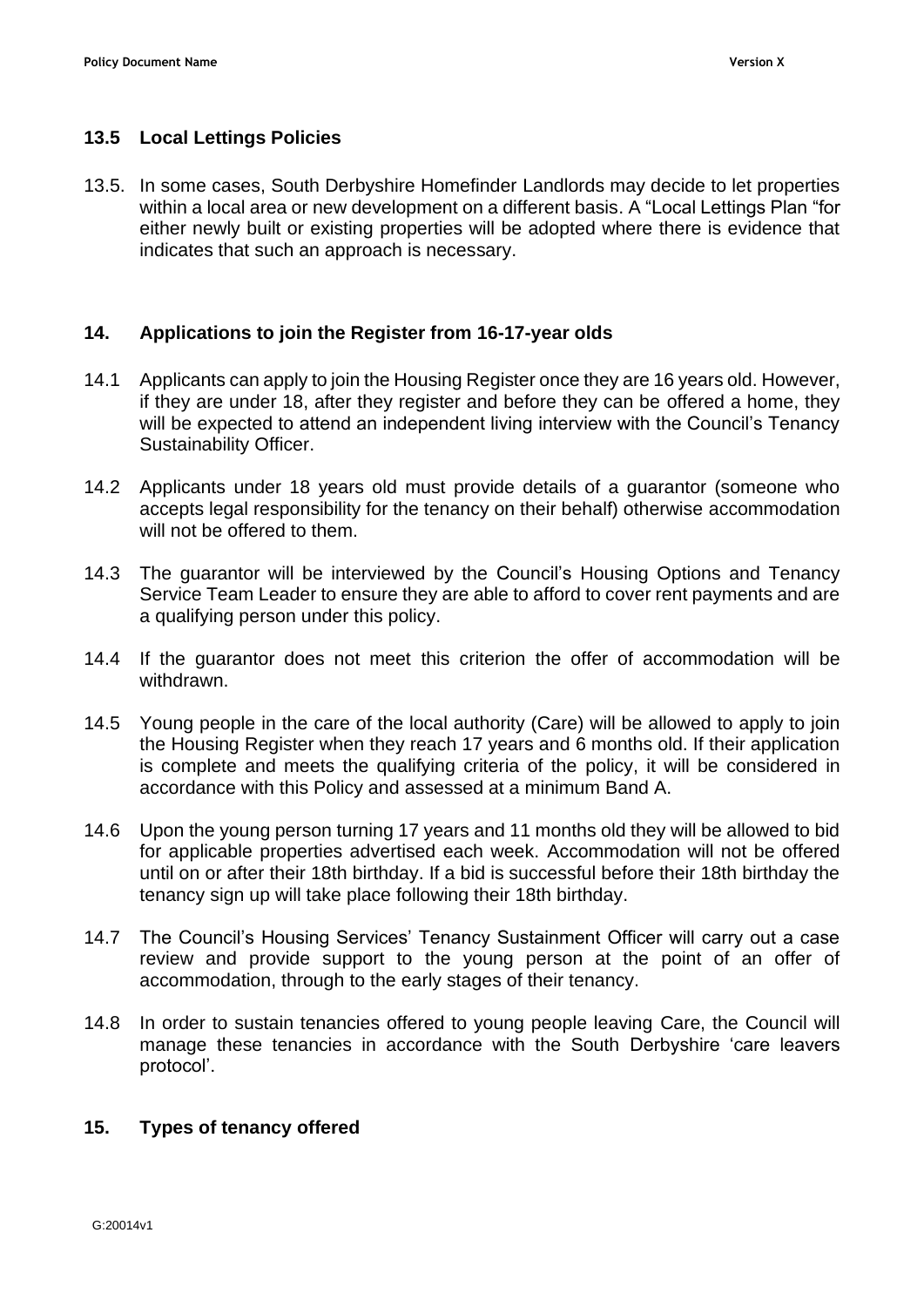## 13.5 Local Lettings Policies

13.5. In some cases, South Derbyshire Homefinder Landlords may decide to let properties within a local area or new development on a different basis. A "Local Lettings Plan "for either newly built or existing properties will be adopted where there is evidence that indicates that such an approach is necessary.

## 14. Applications to join the Register from 16-17-year olds

14.1 Applicants can apply to join the Housing Register once they are 16 years old. However, if they are under 18, after they register and before they can be offered a home, they will be expected to attend an independent living interview with the Council's Tenancy Sustainability Officer.

14.2 Applicants under 18 years old must provide details of a guarantor (someone who accepts legal responsibility for the tenancy on their behalf) otherwise accommodation will not be offered to them.

14.3 The guarantor will be interviewed by the Council's Housing Options and Tenancy Service Team Leader to ensure they are able to afford to cover rent payments and are a qualifying person under this policy.

14.4 If the guarantor does not meet this criterion the offer of accommodation will be withdrawn.

14.5 Young people in the care of the local authority (Care) will be allowed to apply to join the Housing Register when they reach 17 years and 6 months old. If their application is complete and meets the qualifying criteria of the policy, it will be considered in accordance with this Policy and assessed at a minimum Band A.

14.6 Upon the young person turning 17 years and 11 months old they will be allowed to bid for applicable properties advertised each week. Accommodation will not be offered until on or after their 18th birthday. If a bid is successful before their 18th birthday the tenancy sign up will take place following their 18th birthday.

14.7 The Council's Housing Services' Tenancy Sustainment Officer will carry out a case review and provide support to the young person at the point of an offer of accommodation, through to the early stages of their tenancy.

14.8 In order to sustain tenancies offered to young people leaving Care, the Council will manage these tenancies in accordance with the South Derbyshire 'care leavers protocol'.

## 15. Types of tenancy offered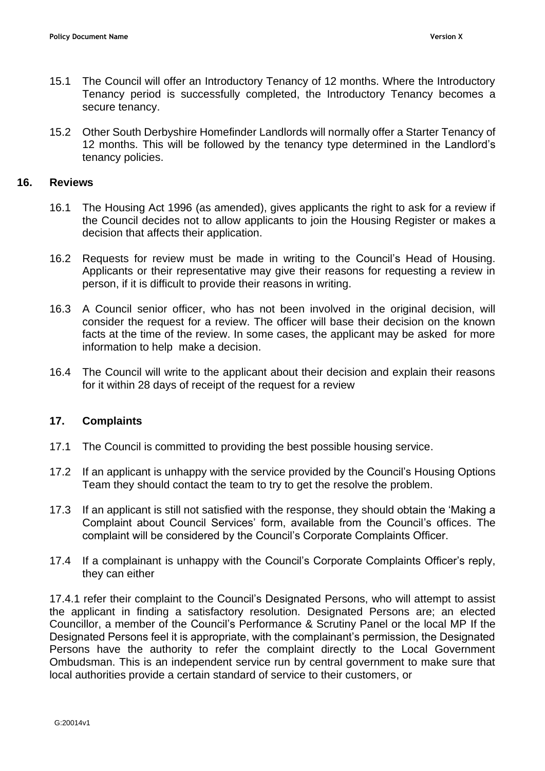15.1 The Council will offer an Introductory Tenancy of 12 months. Where the Introductory Tenancy period is successfully completed, the Introductory Tenancy becomes a secure tenancy.

15.2 Other South Derbyshire Homefinder Landlords will normally offer a Starter Tenancy of 12 months. This will be followed by the tenancy type determined in the Landlord's tenancy policies.

## 16. Reviews

16.1 The Housing Act 1996 (as amended), gives applicants the right to ask for a review if the Council decides not to allow applicants to join the Housing Register or makes a decision that affects their application.

16.2 Requests for review must be made in writing to the Council's Head of Housing. Applicants or their representative may give their reasons for requesting a review in person, if it is difficult to provide their reasons in writing.

16.3 A Council senior officer, who has not been involved in the original decision, will consider the request for a review. The officer will base their decision on the known facts at the time of the review. In some cases, the applicant may be asked for more information to help make a decision.

16.4 The Council will write to the applicant about their decision and explain their reasons for it within 28 days of receipt of the request for a review

## 17. Complaints

17.1 The Council is committed to providing the best possible housing service.

17.2 If an applicant is unhappy with the service provided by the Council's Housing Options Team they should contact the team to try to get the resolve the problem.

17.3 If an applicant is still not satisfied with the response, they should obtain the 'Making a Complaint about Council Services' form, available from the Council's offices. The complaint will be considered by the Council's Corporate Complaints Officer.

17.4 If a complainant is unhappy with the Council's Corporate Complaints Officer's reply, they can either

17.4.1 refer their complaint to the Council's Designated Persons, who will attempt to assist the applicant in finding a satisfactory resolution. Designated Persons are; an elected Councillor, a member of the Council's Performance & Scrutiny Panel or the local MP If the Designated Persons feel it is appropriate, with the complainant's permission, the Designated Persons have the authority to refer the complaint directly to the Local Government Ombudsman. This is an independent service run by central government to make sure that local authorities provide a certain standard of service to their customers, or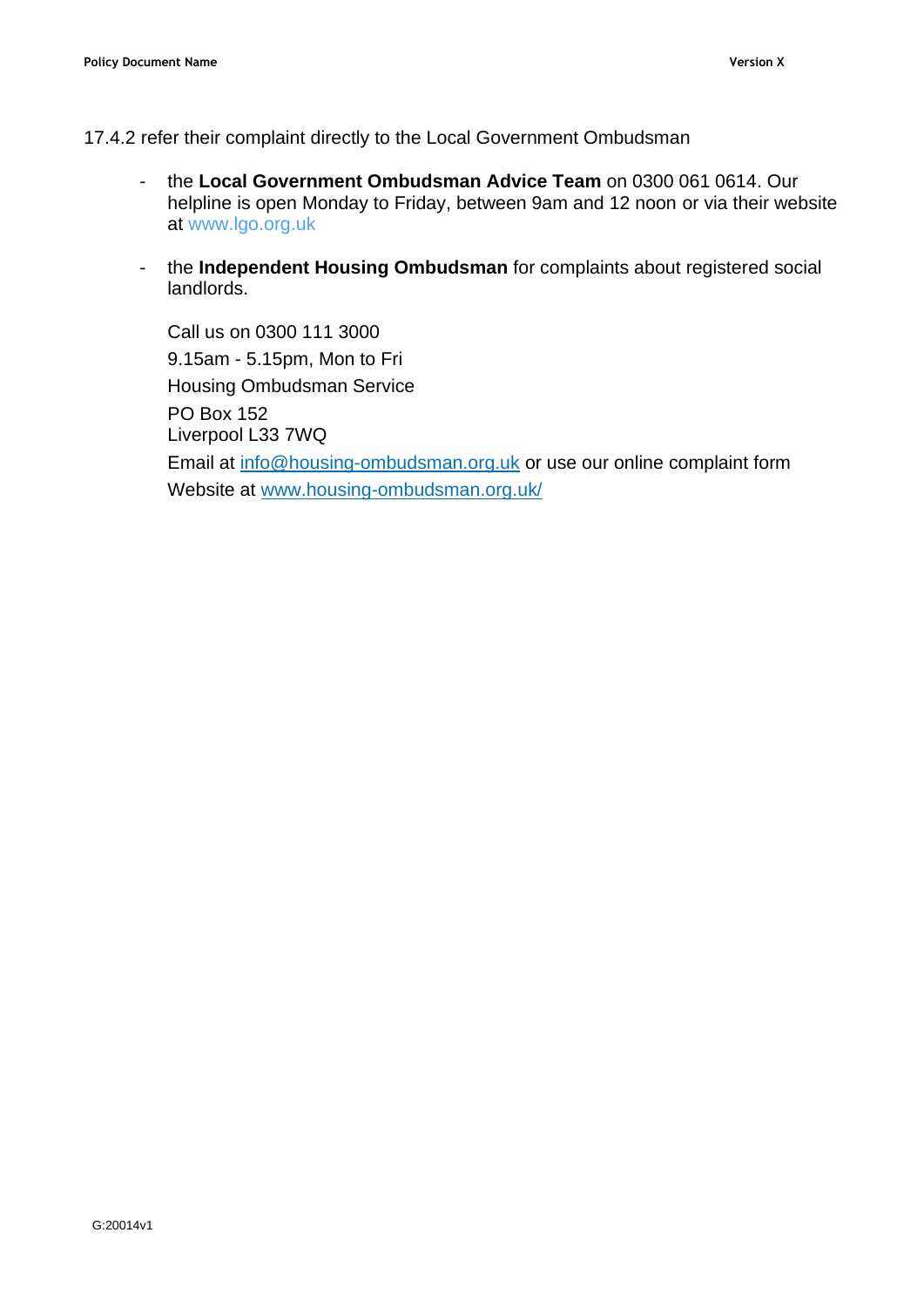17.4.2 refer their complaint directly to the Local Government Ombudsman

- the **Local Government Ombudsman Advice Team** on 0300 061 0614. Our helpline is open Monday to Friday, between 9am and 12 noon or via their website at www.lgo.org.uk

- the **Independent Housing Ombudsman** for complaints about registered social landlords.

  Call us on 0300 111 3000

  9.15am - 5.15pm, Mon to Fri

  Housing Ombudsman Service

  PO Box 152
  Liverpool L33 7WQ

  Email at info@housing-ombudsman.org.uk or use our online complaint form

  Website at www.housing-ombudsman.org.uk/

G:20014v1